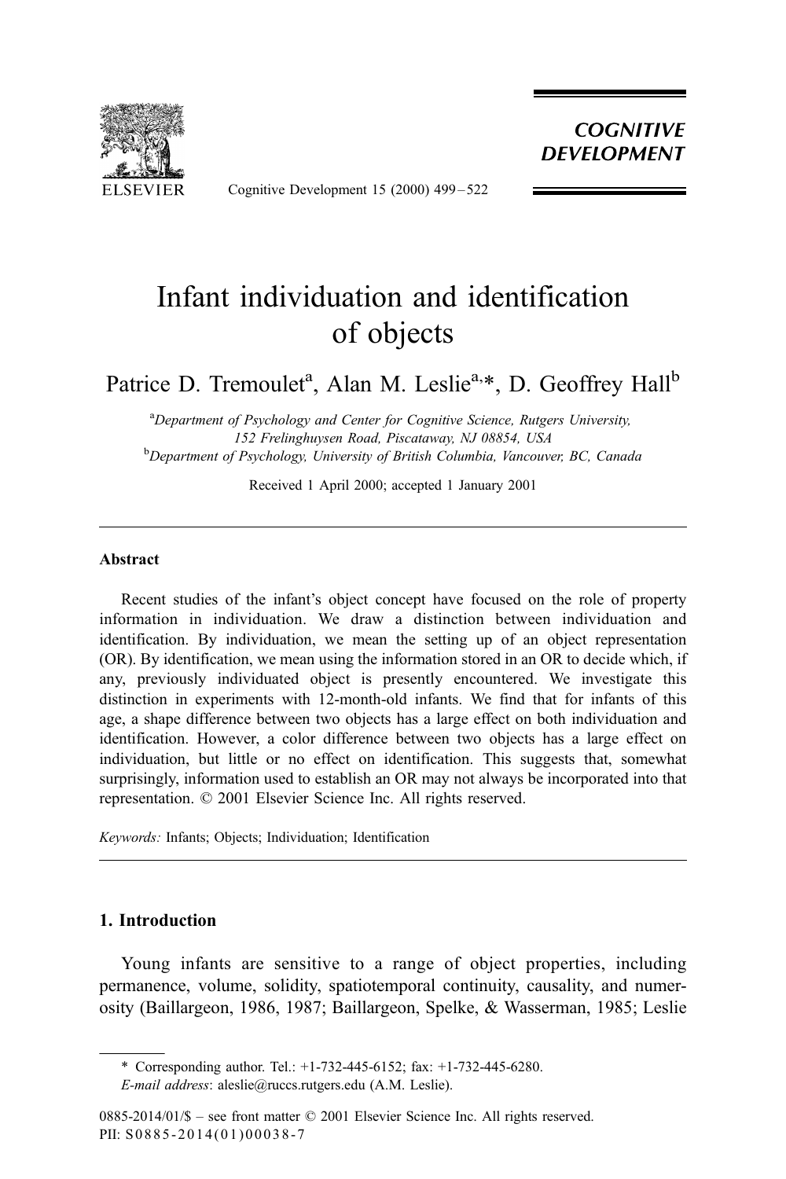# Infant individuation and identification of objects

Patrice D. Tremoulet[a], Alan M. Leslie[a,*], D. Geoffrey Hall[b]

[a]*Department of Psychology and Center for Cognitive Science, Rutgers University, 152 Frelinghuysen Road, Piscataway, NJ 08854, USA*
[b]*Department of Psychology, University of British Columbia, Vancouver, BC, Canada*

Received 1 April 2000; accepted 1 January 2001

## Abstract

Recent studies of the infant's object concept have focused on the role of property information in individuation. We draw a distinction between individuation and identification. By individuation, we mean the setting up of an object representation (OR). By identification, we mean using the information stored in an OR to decide which, if any, previously individuated object is presently encountered. We investigate this distinction in experiments with 12-month-old infants. We find that for infants of this age, a shape difference between two objects has a large effect on both individuation and identification. However, a color difference between two objects has a large effect on individuation, but little or no effect on identification. This suggests that, somewhat surprisingly, information used to establish an OR may not always be incorporated into that representation. © 2001 Elsevier Science Inc. All rights reserved.

*Keywords:* Infants; Objects; Individuation; Identification

## 1. Introduction

Young infants are sensitive to a range of object properties, including permanence, volume, solidity, spatiotemporal continuity, causality, and numerosity (Baillargeon, 1986, 1987; Baillargeon, Spelke, & Wasserman, 1985; Leslie

---

\* Corresponding author. Tel.: +1-732-445-6152; fax: +1-732-445-6280.
*E-mail address*: aleslie@ruccs.rutgers.edu (A.M. Leslie).

0885-2014/01/$ – see front matter © 2001 Elsevier Science Inc. All rights reserved.
PII: S0885-2014(01)00038-7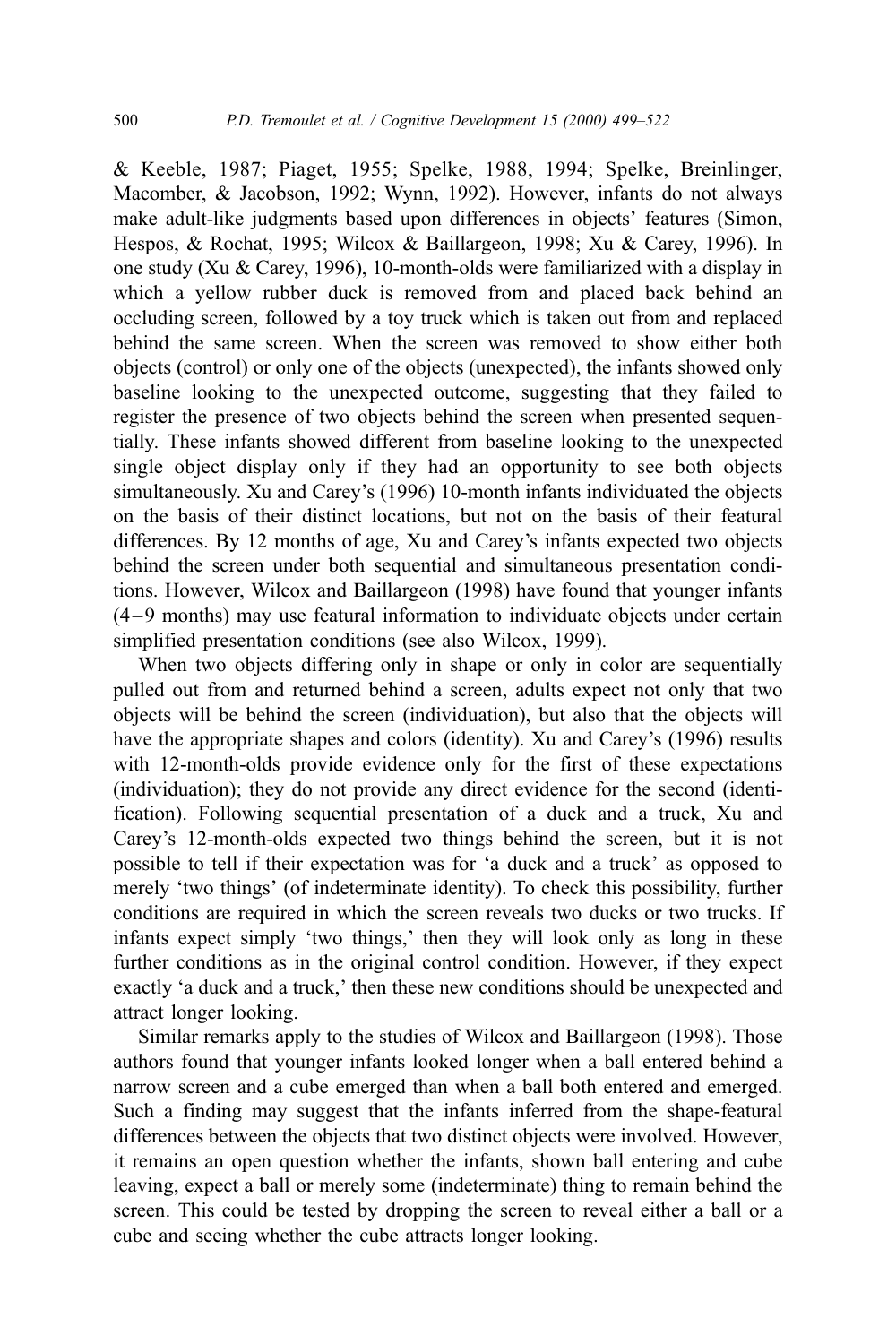& Keeble, 1987; Piaget, 1955; Spelke, 1988, 1994; Spelke, Breinlinger, Macomber, & Jacobson, 1992; Wynn, 1992). However, infants do not always make adult-like judgments based upon differences in objects' features (Simon, Hespos, & Rochat, 1995; Wilcox & Baillargeon, 1998; Xu & Carey, 1996). In one study (Xu & Carey, 1996), 10-month-olds were familiarized with a display in which a yellow rubber duck is removed from and placed back behind an occluding screen, followed by a toy truck which is taken out from and replaced behind the same screen. When the screen was removed to show either both objects (control) or only one of the objects (unexpected), the infants showed only baseline looking to the unexpected outcome, suggesting that they failed to register the presence of two objects behind the screen when presented sequentially. These infants showed different from baseline looking to the unexpected single object display only if they had an opportunity to see both objects simultaneously. Xu and Carey's (1996) 10-month infants individuated the objects on the basis of their distinct locations, but not on the basis of their featural differences. By 12 months of age, Xu and Carey's infants expected two objects behind the screen under both sequential and simultaneous presentation conditions. However, Wilcox and Baillargeon (1998) have found that younger infants (4–9 months) may use featural information to individuate objects under certain simplified presentation conditions (see also Wilcox, 1999).

When two objects differing only in shape or only in color are sequentially pulled out from and returned behind a screen, adults expect not only that two objects will be behind the screen (individuation), but also that the objects will have the appropriate shapes and colors (identity). Xu and Carey's (1996) results with 12-month-olds provide evidence only for the first of these expectations (individuation); they do not provide any direct evidence for the second (identification). Following sequential presentation of a duck and a truck, Xu and Carey's 12-month-olds expected two things behind the screen, but it is not possible to tell if their expectation was for 'a duck and a truck' as opposed to merely 'two things' (of indeterminate identity). To check this possibility, further conditions are required in which the screen reveals two ducks or two trucks. If infants expect simply 'two things,' then they will look only as long in these further conditions as in the original control condition. However, if they expect exactly 'a duck and a truck,' then these new conditions should be unexpected and attract longer looking.

Similar remarks apply to the studies of Wilcox and Baillargeon (1998). Those authors found that younger infants looked longer when a ball entered behind a narrow screen and a cube emerged than when a ball both entered and emerged. Such a finding may suggest that the infants inferred from the shape-featural differences between the objects that two distinct objects were involved. However, it remains an open question whether the infants, shown ball entering and cube leaving, expect a ball or merely some (indeterminate) thing to remain behind the screen. This could be tested by dropping the screen to reveal either a ball or a cube and seeing whether the cube attracts longer looking.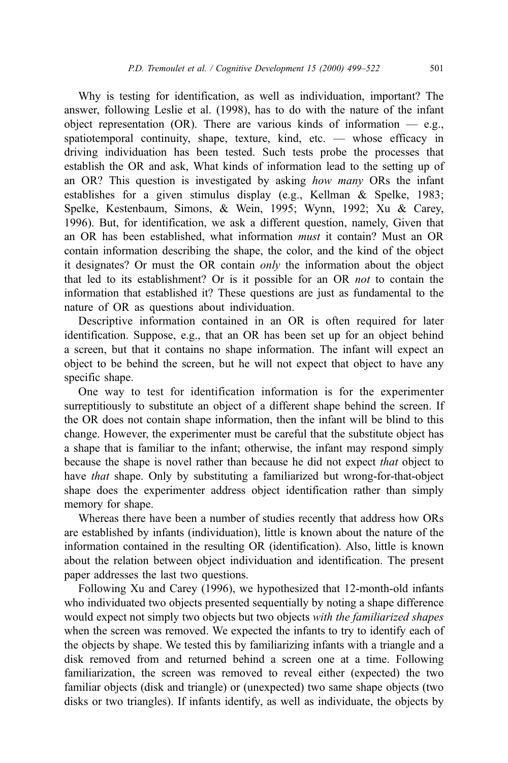Why is testing for identification, as well as individuation, important? The answer, following Leslie et al. (1998), has to do with the nature of the infant object representation (OR). There are various kinds of information — e.g., spatiotemporal continuity, shape, texture, kind, etc. — whose efficacy in driving individuation has been tested. Such tests probe the processes that establish the OR and ask, What kinds of information lead to the setting up of an OR? This question is investigated by asking *how many* ORs the infant establishes for a given stimulus display (e.g., Kellman & Spelke, 1983; Spelke, Kestenbaum, Simons, & Wein, 1995; Wynn, 1992; Xu & Carey, 1996). But, for identification, we ask a different question, namely, Given that an OR has been established, what information *must* it contain? Must an OR contain information describing the shape, the color, and the kind of the object it designates? Or must the OR contain *only* the information about the object that led to its establishment? Or is it possible for an OR *not* to contain the information that established it? These questions are just as fundamental to the nature of OR as questions about individuation.

Descriptive information contained in an OR is often required for later identification. Suppose, e.g., that an OR has been set up for an object behind a screen, but that it contains no shape information. The infant will expect an object to be behind the screen, but he will not expect that object to have any specific shape.

One way to test for identification information is for the experimenter surreptitiously to substitute an object of a different shape behind the screen. If the OR does not contain shape information, then the infant will be blind to this change. However, the experimenter must be careful that the substitute object has a shape that is familiar to the infant; otherwise, the infant may respond simply because the shape is novel rather than because he did not expect *that* object to have *that* shape. Only by substituting a familiarized but wrong-for-that-object shape does the experimenter address object identification rather than simply memory for shape.

Whereas there have been a number of studies recently that address how ORs are established by infants (individuation), little is known about the nature of the information contained in the resulting OR (identification). Also, little is known about the relation between object individuation and identification. The present paper addresses the last two questions.

Following Xu and Carey (1996), we hypothesized that 12-month-old infants who individuated two objects presented sequentially by noting a shape difference would expect not simply two objects but two objects *with the familiarized shapes* when the screen was removed. We expected the infants to try to identify each of the objects by shape. We tested this by familiarizing infants with a triangle and a disk removed from and returned behind a screen one at a time. Following familiarization, the screen was removed to reveal either (expected) the two familiar objects (disk and triangle) or (unexpected) two same shape objects (two disks or two triangles). If infants identify, as well as individuate, the objects by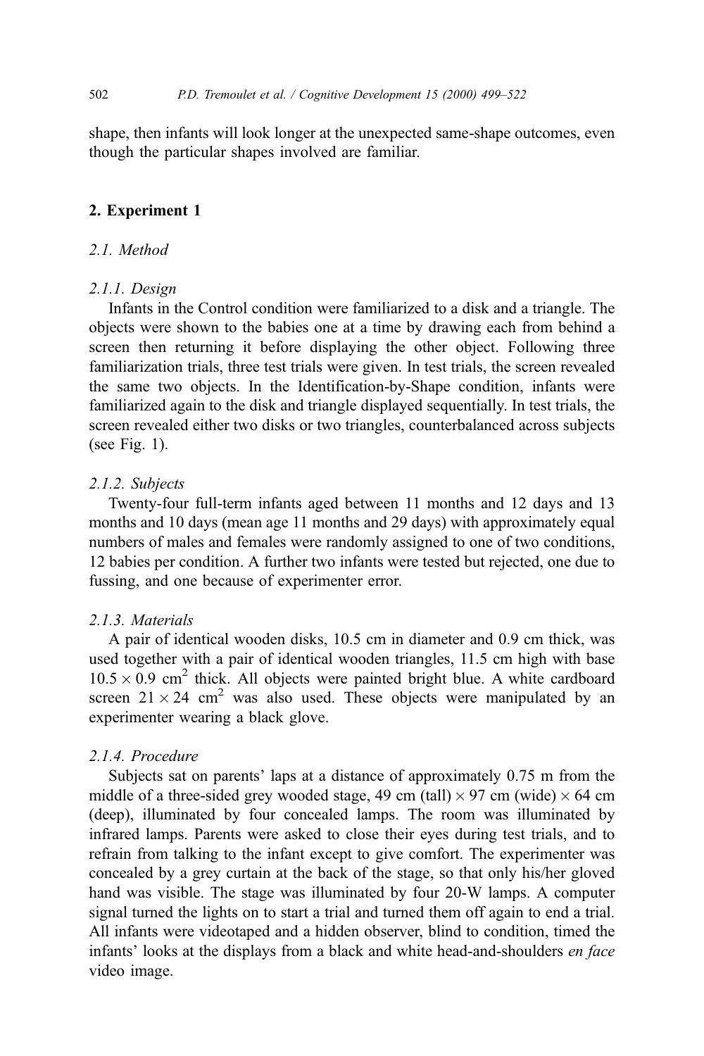shape, then infants will look longer at the unexpected same-shape outcomes, even though the particular shapes involved are familiar.

## 2. Experiment 1

### 2.1. Method

#### 2.1.1. Design

Infants in the Control condition were familiarized to a disk and a triangle. The objects were shown to the babies one at a time by drawing each from behind a screen then returning it before displaying the other object. Following three familiarization trials, three test trials were given. In test trials, the screen revealed the same two objects. In the Identification-by-Shape condition, infants were familiarized again to the disk and triangle displayed sequentially. In test trials, the screen revealed either two disks or two triangles, counterbalanced across subjects (see Fig. 1).

#### 2.1.2. Subjects

Twenty-four full-term infants aged between 11 months and 12 days and 13 months and 10 days (mean age 11 months and 29 days) with approximately equal numbers of males and females were randomly assigned to one of two conditions, 12 babies per condition. A further two infants were tested but rejected, one due to fussing, and one because of experimenter error.

#### 2.1.3. Materials

A pair of identical wooden disks, 10.5 cm in diameter and 0.9 cm thick, was used together with a pair of identical wooden triangles, 11.5 cm high with base $10.5 \times 0.9$ cm$^2$ thick. All objects were painted bright blue. A white cardboard screen $21 \times 24$ cm$^2$ was also used. These objects were manipulated by an experimenter wearing a black glove.

#### 2.1.4. Procedure

Subjects sat on parents' laps at a distance of approximately 0.75 m from the middle of a three-sided grey wooded stage, 49 cm (tall) $\times$ 97 cm (wide) $\times$ 64 cm (deep), illuminated by four concealed lamps. The room was illuminated by infrared lamps. Parents were asked to close their eyes during test trials, and to refrain from talking to the infant except to give comfort. The experimenter was concealed by a grey curtain at the back of the stage, so that only his/her gloved hand was visible. The stage was illuminated by four 20-W lamps. A computer signal turned the lights on to start a trial and turned them off again to end a trial. All infants were videotaped and a hidden observer, blind to condition, timed the infants' looks at the displays from a black and white head-and-shoulders *en face* video image.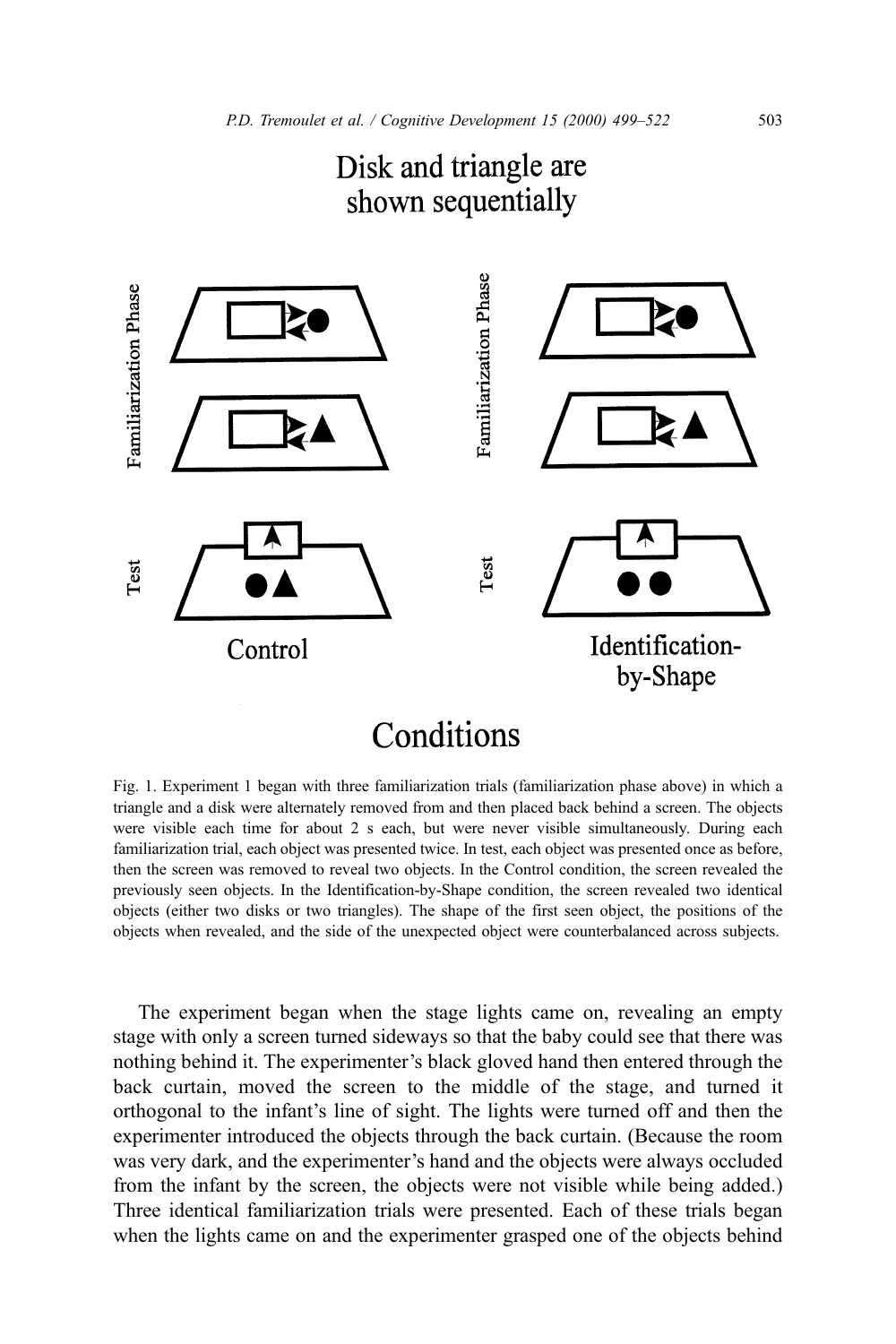Fig. 1. Experiment 1 began with three familiarization trials (familiarization phase above) in which a triangle and a disk were alternately removed from and then placed back behind a screen. The objects were visible each time for about 2 s each, but were never visible simultaneously. During each familiarization trial, each object was presented twice. In test, each object was presented once as before, then the screen was removed to reveal two objects. In the Control condition, the screen revealed the previously seen objects. In the Identification-by-Shape condition, the screen revealed two identical objects (either two disks or two triangles). The shape of the first seen object, the positions of the objects when revealed, and the side of the unexpected object were counterbalanced across subjects.

The experiment began when the stage lights came on, revealing an empty stage with only a screen turned sideways so that the baby could see that there was nothing behind it. The experimenter's black gloved hand then entered through the back curtain, moved the screen to the middle of the stage, and turned it orthogonal to the infant's line of sight. The lights were turned off and then the experimenter introduced the objects through the back curtain. (Because the room was very dark, and the experimenter's hand and the objects were always occluded from the infant by the screen, the objects were not visible while being added.) Three identical familiarization trials were presented. Each of these trials began when the lights came on and the experimenter grasped one of the objects behind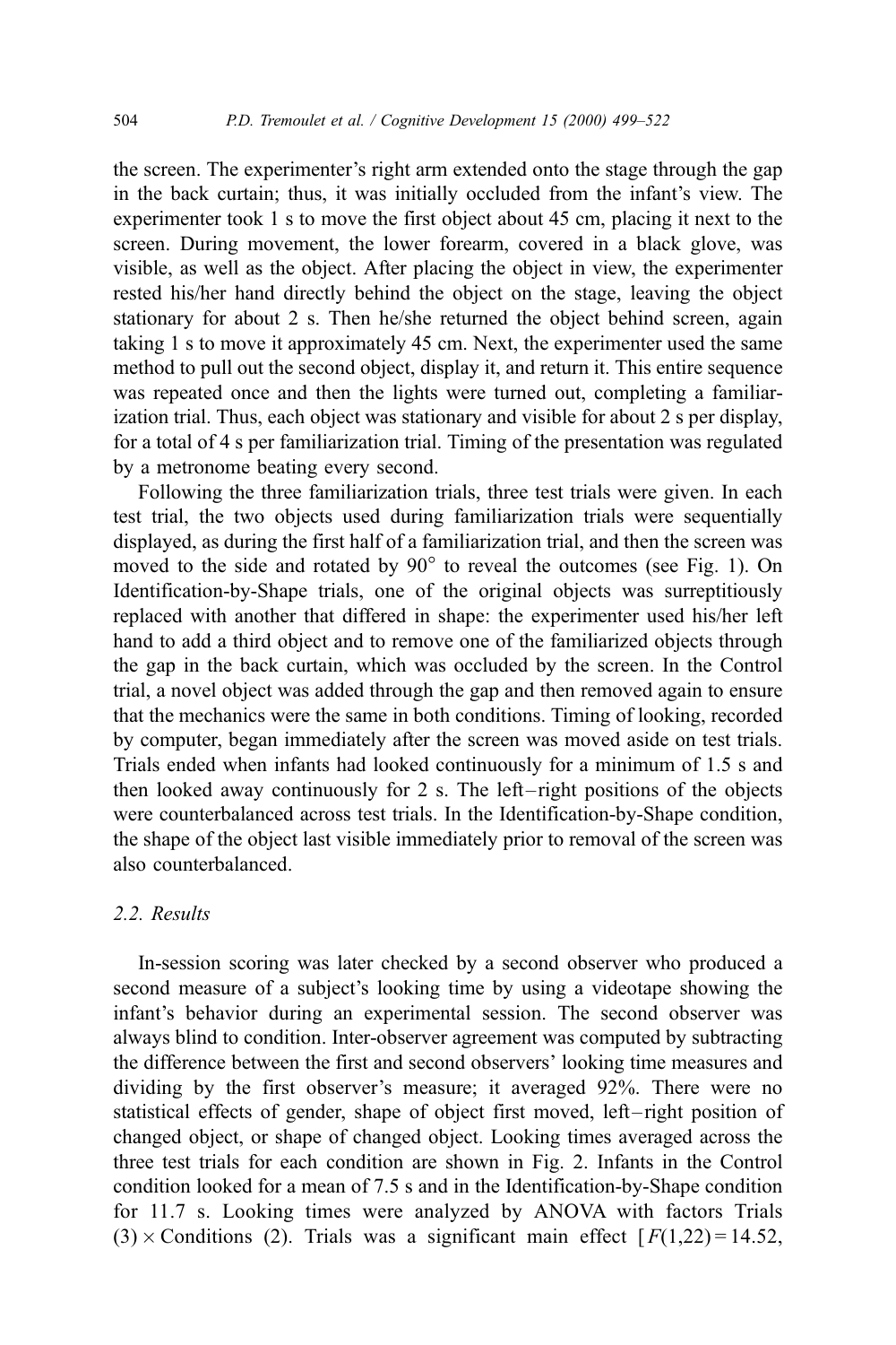the screen. The experimenter's right arm extended onto the stage through the gap in the back curtain; thus, it was initially occluded from the infant's view. The experimenter took 1 s to move the first object about 45 cm, placing it next to the screen. During movement, the lower forearm, covered in a black glove, was visible, as well as the object. After placing the object in view, the experimenter rested his/her hand directly behind the object on the stage, leaving the object stationary for about 2 s. Then he/she returned the object behind screen, again taking 1 s to move it approximately 45 cm. Next, the experimenter used the same method to pull out the second object, display it, and return it. This entire sequence was repeated once and then the lights were turned out, completing a familiarization trial. Thus, each object was stationary and visible for about 2 s per display, for a total of 4 s per familiarization trial. Timing of the presentation was regulated by a metronome beating every second.

Following the three familiarization trials, three test trials were given. In each test trial, the two objects used during familiarization trials were sequentially displayed, as during the first half of a familiarization trial, and then the screen was moved to the side and rotated by 90° to reveal the outcomes (see Fig. 1). On Identification-by-Shape trials, one of the original objects was surreptitiously replaced with another that differed in shape: the experimenter used his/her left hand to add a third object and to remove one of the familiarized objects through the gap in the back curtain, which was occluded by the screen. In the Control trial, a novel object was added through the gap and then removed again to ensure that the mechanics were the same in both conditions. Timing of looking, recorded by computer, began immediately after the screen was moved aside on test trials. Trials ended when infants had looked continuously for a minimum of 1.5 s and then looked away continuously for 2 s. The left–right positions of the objects were counterbalanced across test trials. In the Identification-by-Shape condition, the shape of the object last visible immediately prior to removal of the screen was also counterbalanced.

### *2.2. Results*

In-session scoring was later checked by a second observer who produced a second measure of a subject's looking time by using a videotape showing the infant's behavior during an experimental session. The second observer was always blind to condition. Inter-observer agreement was computed by subtracting the difference between the first and second observers' looking time measures and dividing by the first observer's measure; it averaged 92%. There were no statistical effects of gender, shape of object first moved, left–right position of changed object, or shape of changed object. Looking times averaged across the three test trials for each condition are shown in Fig. 2. Infants in the Control condition looked for a mean of 7.5 s and in the Identification-by-Shape condition for 11.7 s. Looking times were analyzed by ANOVA with factors Trials $(3) \times$ Conditions (2). Trials was a significant main effect [$F(1,22) = 14.52$,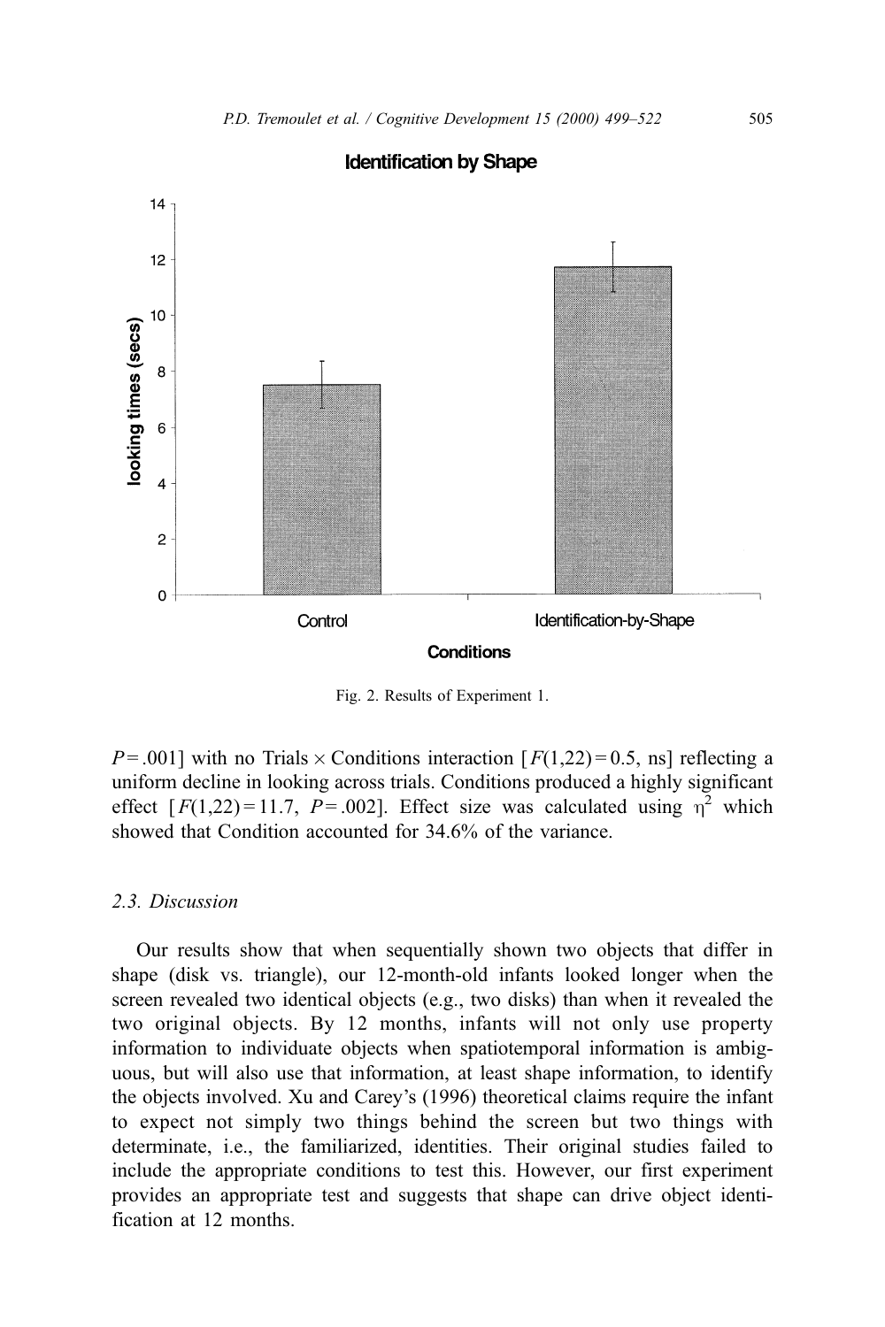Fig. 2. Results of Experiment 1.

$P = .001$] with no Trials × Conditions interaction [$F(1,22) = 0.5$, ns] reflecting a uniform decline in looking across trials. Conditions produced a highly significant effect [$F(1,22) = 11.7$, $P = .002$]. Effect size was calculated using $\eta^2$ which showed that Condition accounted for 34.6% of the variance.

### 2.3. Discussion

Our results show that when sequentially shown two objects that differ in shape (disk vs. triangle), our 12-month-old infants looked longer when the screen revealed two identical objects (e.g., two disks) than when it revealed the two original objects. By 12 months, infants will not only use property information to individuate objects when spatiotemporal information is ambiguous, but will also use that information, at least shape information, to identify the objects involved. Xu and Carey's (1996) theoretical claims require the infant to expect not simply two things behind the screen but two things with determinate, i.e., the familiarized, identities. Their original studies failed to include the appropriate conditions to test this. However, our first experiment provides an appropriate test and suggests that shape can drive object identification at 12 months.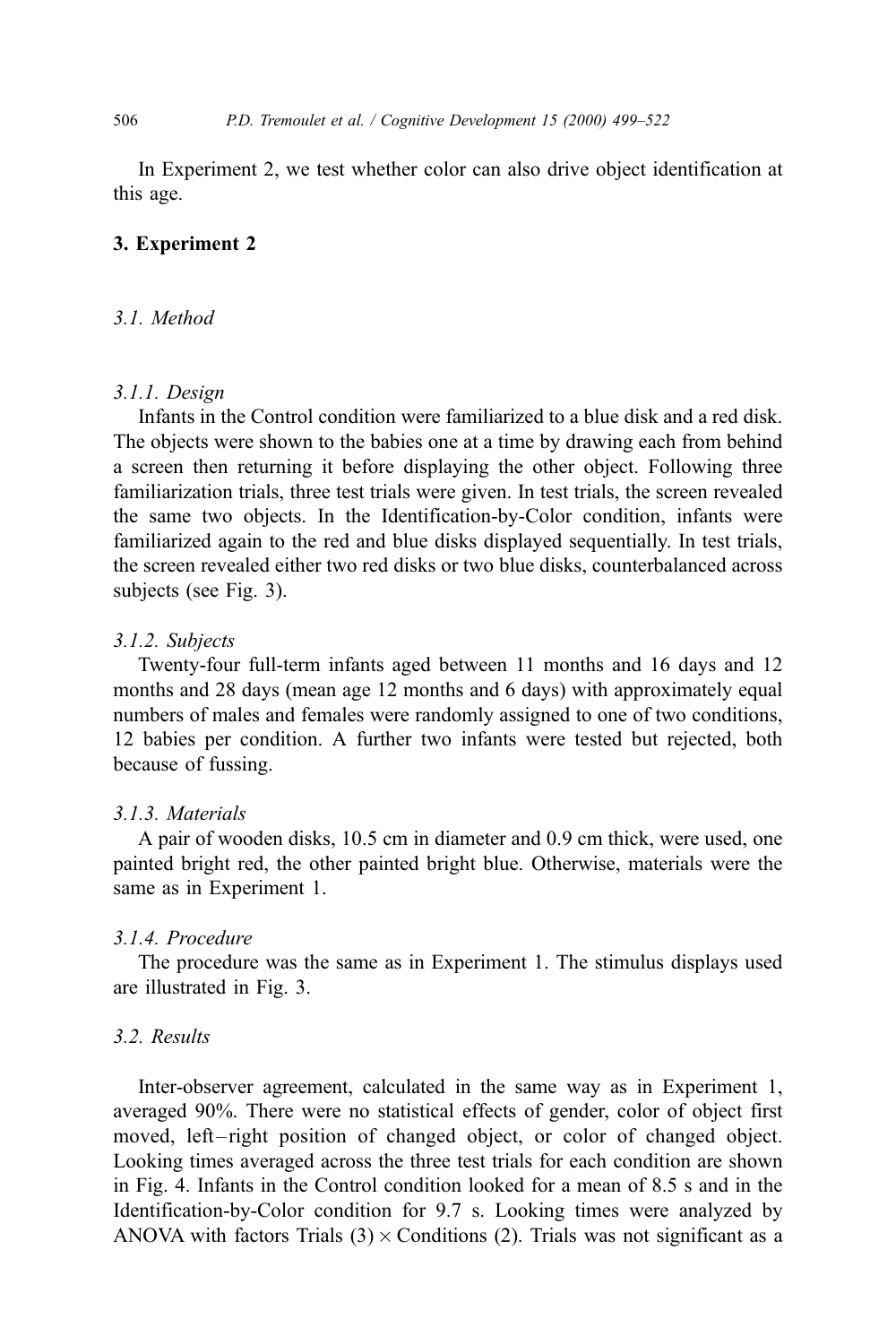In Experiment 2, we test whether color can also drive object identification at this age.

## 3. Experiment 2

### *3.1. Method*

#### *3.1.1. Design*

Infants in the Control condition were familiarized to a blue disk and a red disk. The objects were shown to the babies one at a time by drawing each from behind a screen then returning it before displaying the other object. Following three familiarization trials, three test trials were given. In test trials, the screen revealed the same two objects. In the Identification-by-Color condition, infants were familiarized again to the red and blue disks displayed sequentially. In test trials, the screen revealed either two red disks or two blue disks, counterbalanced across subjects (see Fig. 3).

#### *3.1.2. Subjects*

Twenty-four full-term infants aged between 11 months and 16 days and 12 months and 28 days (mean age 12 months and 6 days) with approximately equal numbers of males and females were randomly assigned to one of two conditions, 12 babies per condition. A further two infants were tested but rejected, both because of fussing.

#### *3.1.3. Materials*

A pair of wooden disks, 10.5 cm in diameter and 0.9 cm thick, were used, one painted bright red, the other painted bright blue. Otherwise, materials were the same as in Experiment 1.

#### *3.1.4. Procedure*

The procedure was the same as in Experiment 1. The stimulus displays used are illustrated in Fig. 3.

### *3.2. Results*

Inter-observer agreement, calculated in the same way as in Experiment 1, averaged 90%. There were no statistical effects of gender, color of object first moved, left–right position of changed object, or color of changed object. Looking times averaged across the three test trials for each condition are shown in Fig. 4. Infants in the Control condition looked for a mean of 8.5 s and in the Identification-by-Color condition for 9.7 s. Looking times were analyzed by ANOVA with factors Trials (3) $\times$ Conditions (2). Trials was not significant as a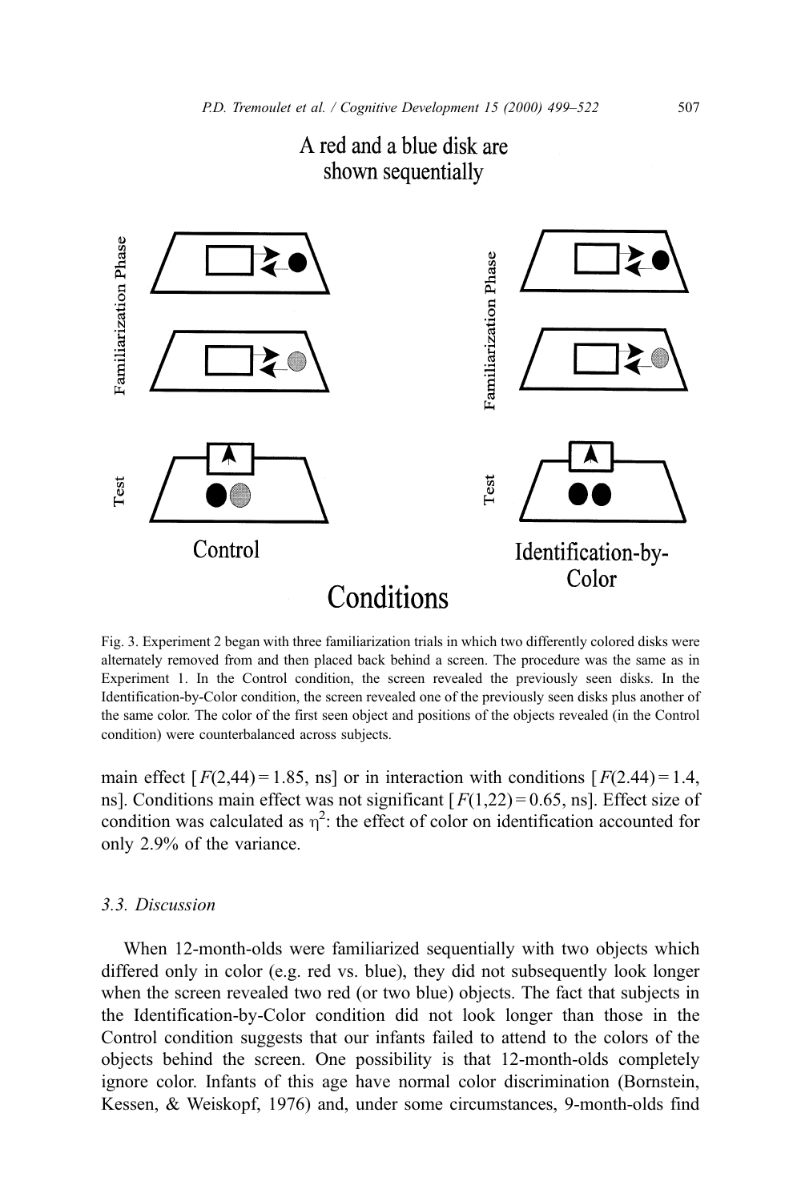A red and a blue disk are shown sequentially

Familiarization Phase

Test

Control

Identification-by-Color

Conditions

Fig. 3. Experiment 2 began with three familiarization trials in which two differently colored disks were alternately removed from and then placed back behind a screen. The procedure was the same as in Experiment 1. In the Control condition, the screen revealed the previously seen disks. In the Identification-by-Color condition, the screen revealed one of the previously seen disks plus another of the same color. The color of the first seen object and positions of the objects revealed (in the Control condition) were counterbalanced across subjects.

main effect [$F(2,44) = 1.85$, ns] or in interaction with conditions [$F(2.44) = 1.4$, ns]. Conditions main effect was not significant [$F(1,22) = 0.65$, ns]. Effect size of condition was calculated as $\eta^2$: the effect of color on identification accounted for only 2.9% of the variance.

### 3.3. Discussion

When 12-month-olds were familiarized sequentially with two objects which differed only in color (e.g. red vs. blue), they did not subsequently look longer when the screen revealed two red (or two blue) objects. The fact that subjects in the Identification-by-Color condition did not look longer than those in the Control condition suggests that our infants failed to attend to the colors of the objects behind the screen. One possibility is that 12-month-olds completely ignore color. Infants of this age have normal color discrimination (Bornstein, Kessen, & Weiskopf, 1976) and, under some circumstances, 9-month-olds find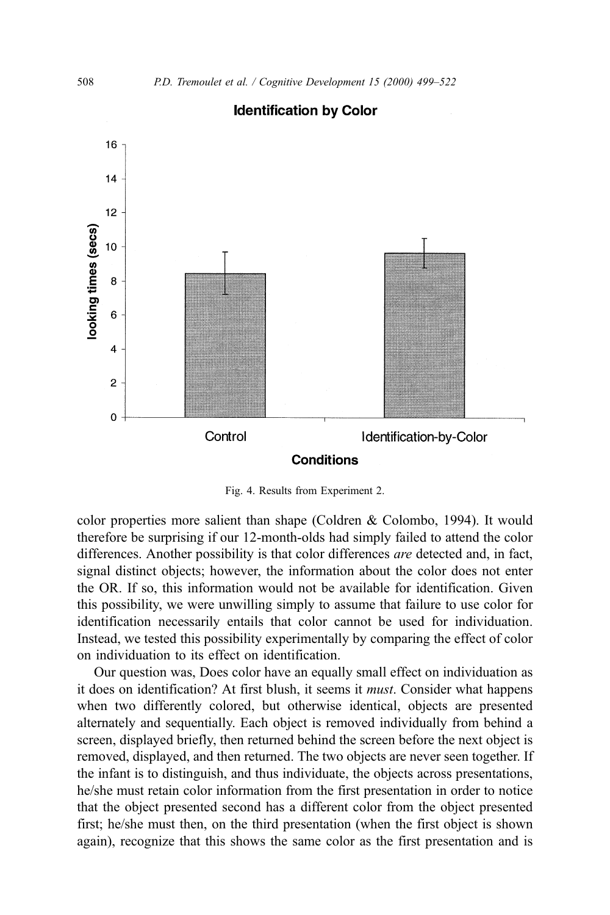Fig. 4. Results from Experiment 2.

color properties more salient than shape (Coldren & Colombo, 1994). It would therefore be surprising if our 12-month-olds had simply failed to attend the color differences. Another possibility is that color differences *are* detected and, in fact, signal distinct objects; however, the information about the color does not enter the OR. If so, this information would not be available for identification. Given this possibility, we were unwilling simply to assume that failure to use color for identification necessarily entails that color cannot be used for individuation. Instead, we tested this possibility experimentally by comparing the effect of color on individuation to its effect on identification.

Our question was, Does color have an equally small effect on individuation as it does on identification? At first blush, it seems it *must*. Consider what happens when two differently colored, but otherwise identical, objects are presented alternately and sequentially. Each object is removed individually from behind a screen, displayed briefly, then returned behind the screen before the next object is removed, displayed, and then returned. The two objects are never seen together. If the infant is to distinguish, and thus individuate, the objects across presentations, he/she must retain color information from the first presentation in order to notice that the object presented second has a different color from the object presented first; he/she must then, on the third presentation (when the first object is shown again), recognize that this shows the same color as the first presentation and is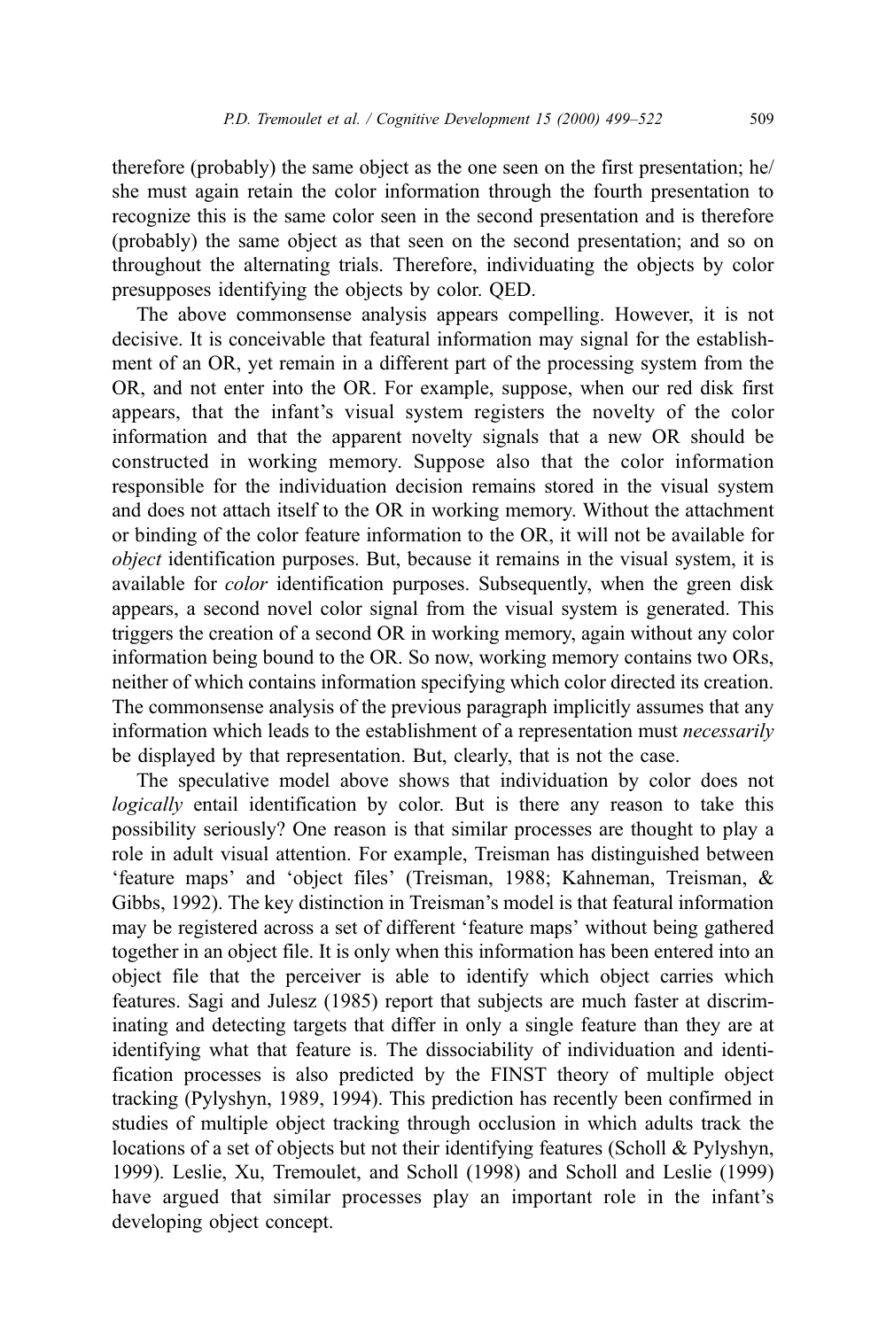therefore (probably) the same object as the one seen on the first presentation; he/she must again retain the color information through the fourth presentation to recognize this is the same color seen in the second presentation and is therefore (probably) the same object as that seen on the second presentation; and so on throughout the alternating trials. Therefore, individuating the objects by color presupposes identifying the objects by color. QED.

The above commonsense analysis appears compelling. However, it is not decisive. It is conceivable that featural information may signal for the establishment of an OR, yet remain in a different part of the processing system from the OR, and not enter into the OR. For example, suppose, when our red disk first appears, that the infant's visual system registers the novelty of the color information and that the apparent novelty signals that a new OR should be constructed in working memory. Suppose also that the color information responsible for the individuation decision remains stored in the visual system and does not attach itself to the OR in working memory. Without the attachment or binding of the color feature information to the OR, it will not be available for *object* identification purposes. But, because it remains in the visual system, it is available for *color* identification purposes. Subsequently, when the green disk appears, a second novel color signal from the visual system is generated. This triggers the creation of a second OR in working memory, again without any color information being bound to the OR. So now, working memory contains two ORs, neither of which contains information specifying which color directed its creation. The commonsense analysis of the previous paragraph implicitly assumes that any information which leads to the establishment of a representation must *necessarily* be displayed by that representation. But, clearly, that is not the case.

The speculative model above shows that individuation by color does not *logically* entail identification by color. But is there any reason to take this possibility seriously? One reason is that similar processes are thought to play a role in adult visual attention. For example, Treisman has distinguished between 'feature maps' and 'object files' (Treisman, 1988; Kahneman, Treisman, & Gibbs, 1992). The key distinction in Treisman's model is that featural information may be registered across a set of different 'feature maps' without being gathered together in an object file. It is only when this information has been entered into an object file that the perceiver is able to identify which object carries which features. Sagi and Julesz (1985) report that subjects are much faster at discriminating and detecting targets that differ in only a single feature than they are at identifying what that feature is. The dissociability of individuation and identification processes is also predicted by the FINST theory of multiple object tracking (Pylyshyn, 1989, 1994). This prediction has recently been confirmed in studies of multiple object tracking through occlusion in which adults track the locations of a set of objects but not their identifying features (Scholl & Pylyshyn, 1999). Leslie, Xu, Tremoulet, and Scholl (1998) and Scholl and Leslie (1999) have argued that similar processes play an important role in the infant's developing object concept.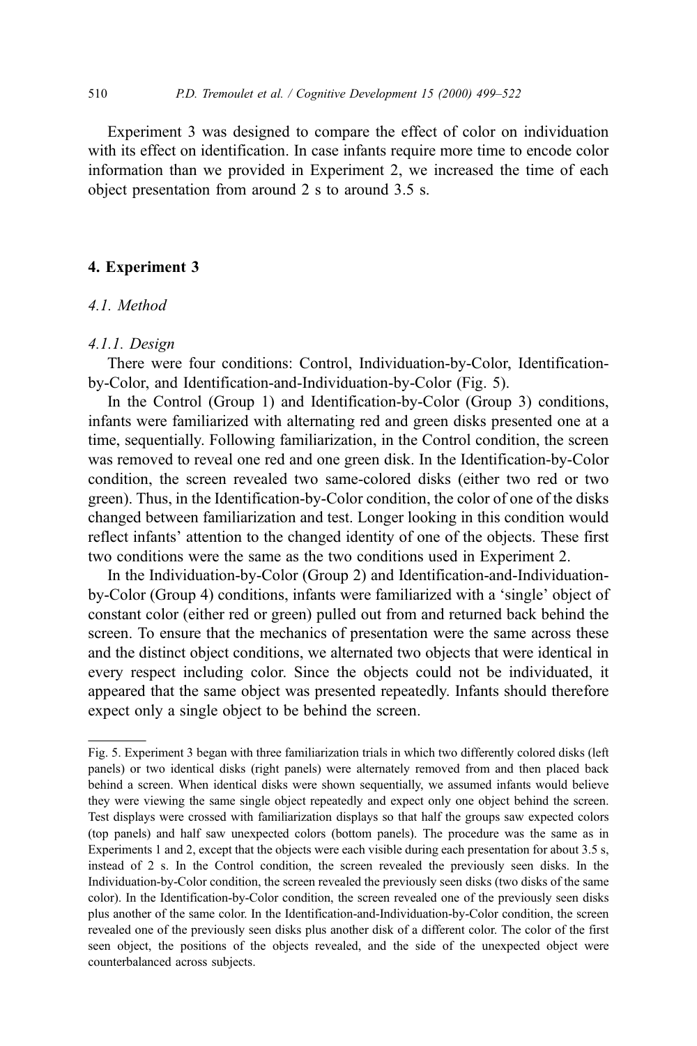Experiment 3 was designed to compare the effect of color on individuation with its effect on identification. In case infants require more time to encode color information than we provided in Experiment 2, we increased the time of each object presentation from around 2 s to around 3.5 s.

## 4. Experiment 3

### *4.1. Method*

#### *4.1.1. Design*

There were four conditions: Control, Individuation-by-Color, Identification-by-Color, and Identification-and-Individuation-by-Color (Fig. 5).

In the Control (Group 1) and Identification-by-Color (Group 3) conditions, infants were familiarized with alternating red and green disks presented one at a time, sequentially. Following familiarization, in the Control condition, the screen was removed to reveal one red and one green disk. In the Identification-by-Color condition, the screen revealed two same-colored disks (either two red or two green). Thus, in the Identification-by-Color condition, the color of one of the disks changed between familiarization and test. Longer looking in this condition would reflect infants' attention to the changed identity of one of the objects. These first two conditions were the same as the two conditions used in Experiment 2.

In the Individuation-by-Color (Group 2) and Identification-and-Individuation-by-Color (Group 4) conditions, infants were familiarized with a 'single' object of constant color (either red or green) pulled out from and returned back behind the screen. To ensure that the mechanics of presentation were the same across these and the distinct object conditions, we alternated two objects that were identical in every respect including color. Since the objects could not be individuated, it appeared that the same object was presented repeatedly. Infants should therefore expect only a single object to be behind the screen.

---

Fig. 5. Experiment 3 began with three familiarization trials in which two differently colored disks (left panels) or two identical disks (right panels) were alternately removed from and then placed back behind a screen. When identical disks were shown sequentially, we assumed infants would believe they were viewing the same single object repeatedly and expect only one object behind the screen. Test displays were crossed with familiarization displays so that half the groups saw expected colors (top panels) and half saw unexpected colors (bottom panels). The procedure was the same as in Experiments 1 and 2, except that the objects were each visible during each presentation for about 3.5 s, instead of 2 s. In the Control condition, the screen revealed the previously seen disks. In the Individuation-by-Color condition, the screen revealed the previously seen disks (two disks of the same color). In the Identification-by-Color condition, the screen revealed one of the previously seen disks plus another of the same color. In the Identification-and-Individuation-by-Color condition, the screen revealed one of the previously seen disks plus another disk of a different color. The color of the first seen object, the positions of the objects revealed, and the side of the unexpected object were counterbalanced across subjects.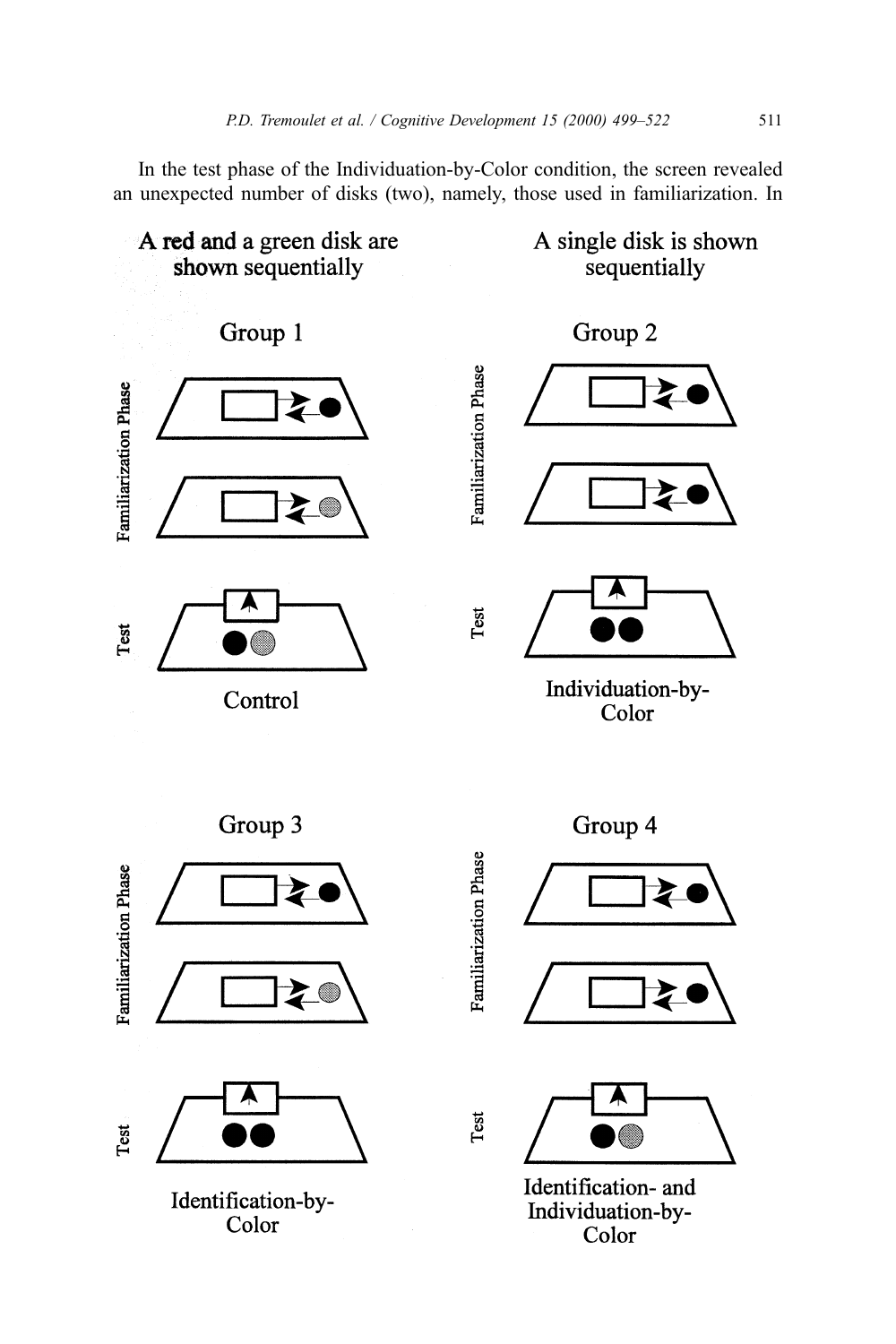In the test phase of the Individuation-by-Color condition, the screen revealed an unexpected number of disks (two), namely, those used in familiarization. In

A red and a green disk are shown sequentially

A single disk is shown sequentially

Group 1

Familiarization Phase

Test

Control

Group 2

Familiarization Phase

Test

Individuation-by-Color

Group 3

Familiarization Phase

Test

Identification-by-Color

Group 4

Familiarization Phase

Test

Identification- and Individuation-by-Color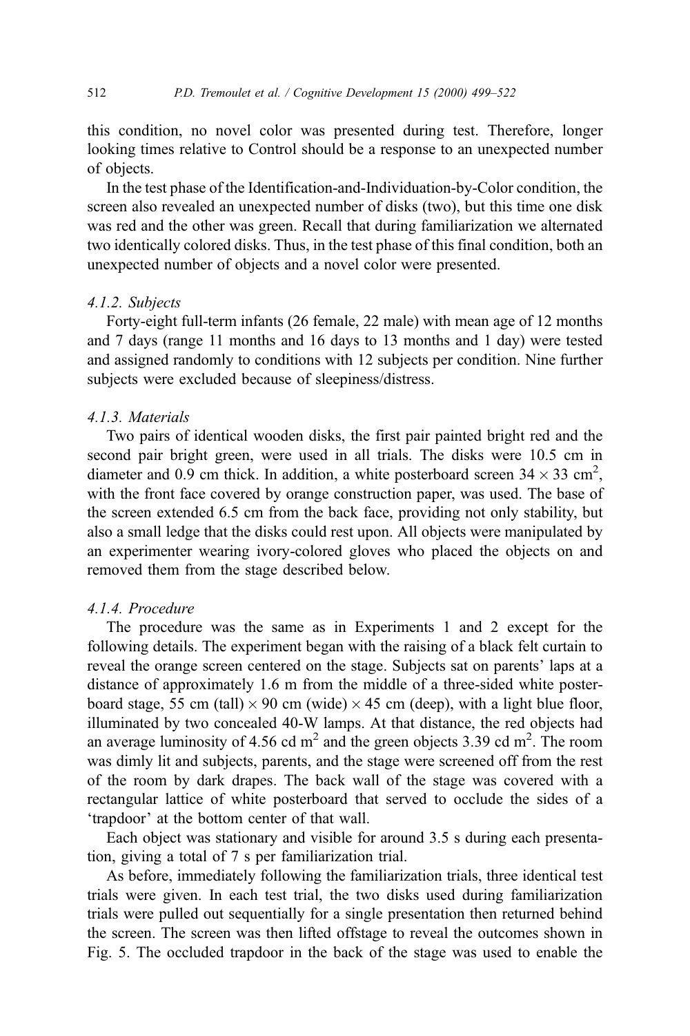this condition, no novel color was presented during test. Therefore, longer looking times relative to Control should be a response to an unexpected number of objects.

In the test phase of the Identification-and-Individuation-by-Color condition, the screen also revealed an unexpected number of disks (two), but this time one disk was red and the other was green. Recall that during familiarization we alternated two identically colored disks. Thus, in the test phase of this final condition, both an unexpected number of objects and a novel color were presented.

#### *4.1.2. Subjects*

Forty-eight full-term infants (26 female, 22 male) with mean age of 12 months and 7 days (range 11 months and 16 days to 13 months and 1 day) were tested and assigned randomly to conditions with 12 subjects per condition. Nine further subjects were excluded because of sleepiness/distress.

#### *4.1.3. Materials*

Two pairs of identical wooden disks, the first pair painted bright red and the second pair bright green, were used in all trials. The disks were 10.5 cm in diameter and 0.9 cm thick. In addition, a white posterboard screen $34 \times 33$ cm$^2$, with the front face covered by orange construction paper, was used. The base of the screen extended 6.5 cm from the back face, providing not only stability, but also a small ledge that the disks could rest upon. All objects were manipulated by an experimenter wearing ivory-colored gloves who placed the objects on and removed them from the stage described below.

#### *4.1.4. Procedure*

The procedure was the same as in Experiments 1 and 2 except for the following details. The experiment began with the raising of a black felt curtain to reveal the orange screen centered on the stage. Subjects sat on parents' laps at a distance of approximately 1.6 m from the middle of a three-sided white posterboard stage, 55 cm (tall) $\times$ 90 cm (wide) $\times$ 45 cm (deep), with a light blue floor, illuminated by two concealed 40-W lamps. At that distance, the red objects had an average luminosity of 4.56 cd m$^2$ and the green objects 3.39 cd m$^2$. The room was dimly lit and subjects, parents, and the stage were screened off from the rest of the room by dark drapes. The back wall of the stage was covered with a rectangular lattice of white posterboard that served to occlude the sides of a 'trapdoor' at the bottom center of that wall.

Each object was stationary and visible for around 3.5 s during each presentation, giving a total of 7 s per familiarization trial.

As before, immediately following the familiarization trials, three identical test trials were given. In each test trial, the two disks used during familiarization trials were pulled out sequentially for a single presentation then returned behind the screen. The screen was then lifted offstage to reveal the outcomes shown in Fig. 5. The occluded trapdoor in the back of the stage was used to enable the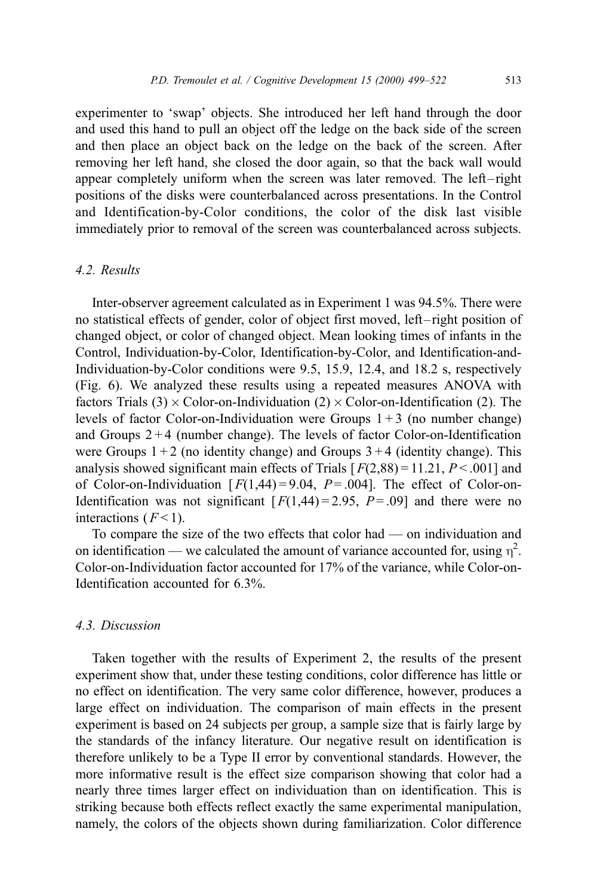experimenter to 'swap' objects. She introduced her left hand through the door and used this hand to pull an object off the ledge on the back side of the screen and then place an object back on the ledge on the back of the screen. After removing her left hand, she closed the door again, so that the back wall would appear completely uniform when the screen was later removed. The left–right positions of the disks were counterbalanced across presentations. In the Control and Identification-by-Color conditions, the color of the disk last visible immediately prior to removal of the screen was counterbalanced across subjects.

### 4.2. Results

Inter-observer agreement calculated as in Experiment 1 was 94.5%. There were no statistical effects of gender, color of object first moved, left–right position of changed object, or color of changed object. Mean looking times of infants in the Control, Individuation-by-Color, Identification-by-Color, and Identification-and-Individuation-by-Color conditions were 9.5, 15.9, 12.4, and 18.2 s, respectively (Fig. 6). We analyzed these results using a repeated measures ANOVA with factors Trials (3) $\times$ Color-on-Individuation (2) $\times$ Color-on-Identification (2). The levels of factor Color-on-Individuation were Groups 1 + 3 (no number change) and Groups 2 + 4 (number change). The levels of factor Color-on-Identification were Groups 1 + 2 (no identity change) and Groups 3 + 4 (identity change). This analysis showed significant main effects of Trials [$F(2,88) = 11.21$, $P < .001$] and of Color-on-Individuation [$F(1,44) = 9.04$, $P = .004$]. The effect of Color-on-Identification was not significant [$F(1,44) = 2.95$, $P = .09$] and there were no interactions ($F < 1$).

To compare the size of the two effects that color had — on individuation and on identification — we calculated the amount of variance accounted for, using $\eta^2$. Color-on-Individuation factor accounted for 17% of the variance, while Color-on-Identification accounted for 6.3%.

### 4.3. Discussion

Taken together with the results of Experiment 2, the results of the present experiment show that, under these testing conditions, color difference has little or no effect on identification. The very same color difference, however, produces a large effect on individuation. The comparison of main effects in the present experiment is based on 24 subjects per group, a sample size that is fairly large by the standards of the infancy literature. Our negative result on identification is therefore unlikely to be a Type II error by conventional standards. However, the more informative result is the effect size comparison showing that color had a nearly three times larger effect on individuation than on identification. This is striking because both effects reflect exactly the same experimental manipulation, namely, the colors of the objects shown during familiarization. Color difference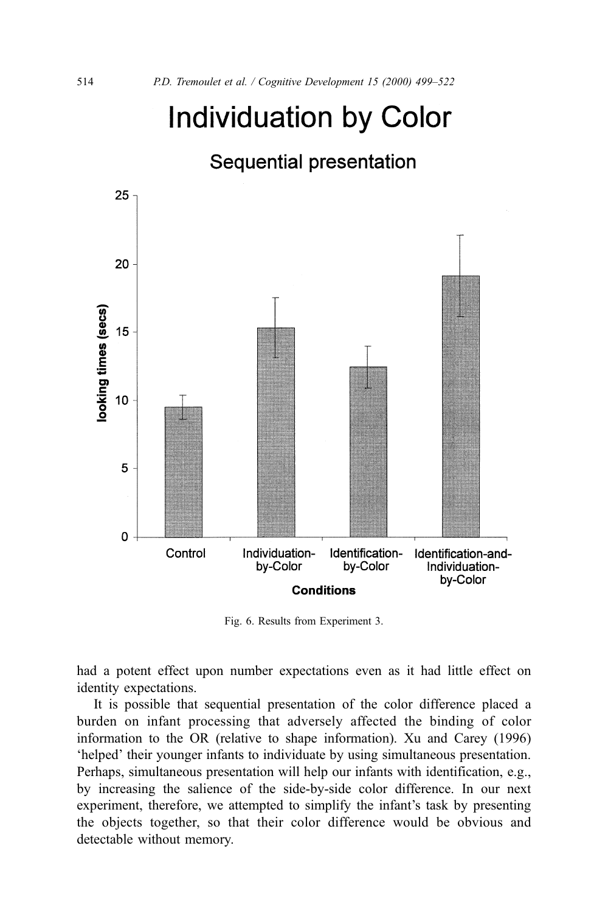Fig. 6. Results from Experiment 3.

had a potent effect upon number expectations even as it had little effect on identity expectations.

It is possible that sequential presentation of the color difference placed a burden on infant processing that adversely affected the binding of color information to the OR (relative to shape information). Xu and Carey (1996) 'helped' their younger infants to individuate by using simultaneous presentation. Perhaps, simultaneous presentation will help our infants with identification, e.g., by increasing the salience of the side-by-side color difference. In our next experiment, therefore, we attempted to simplify the infant's task by presenting the objects together, so that their color difference would be obvious and detectable without memory.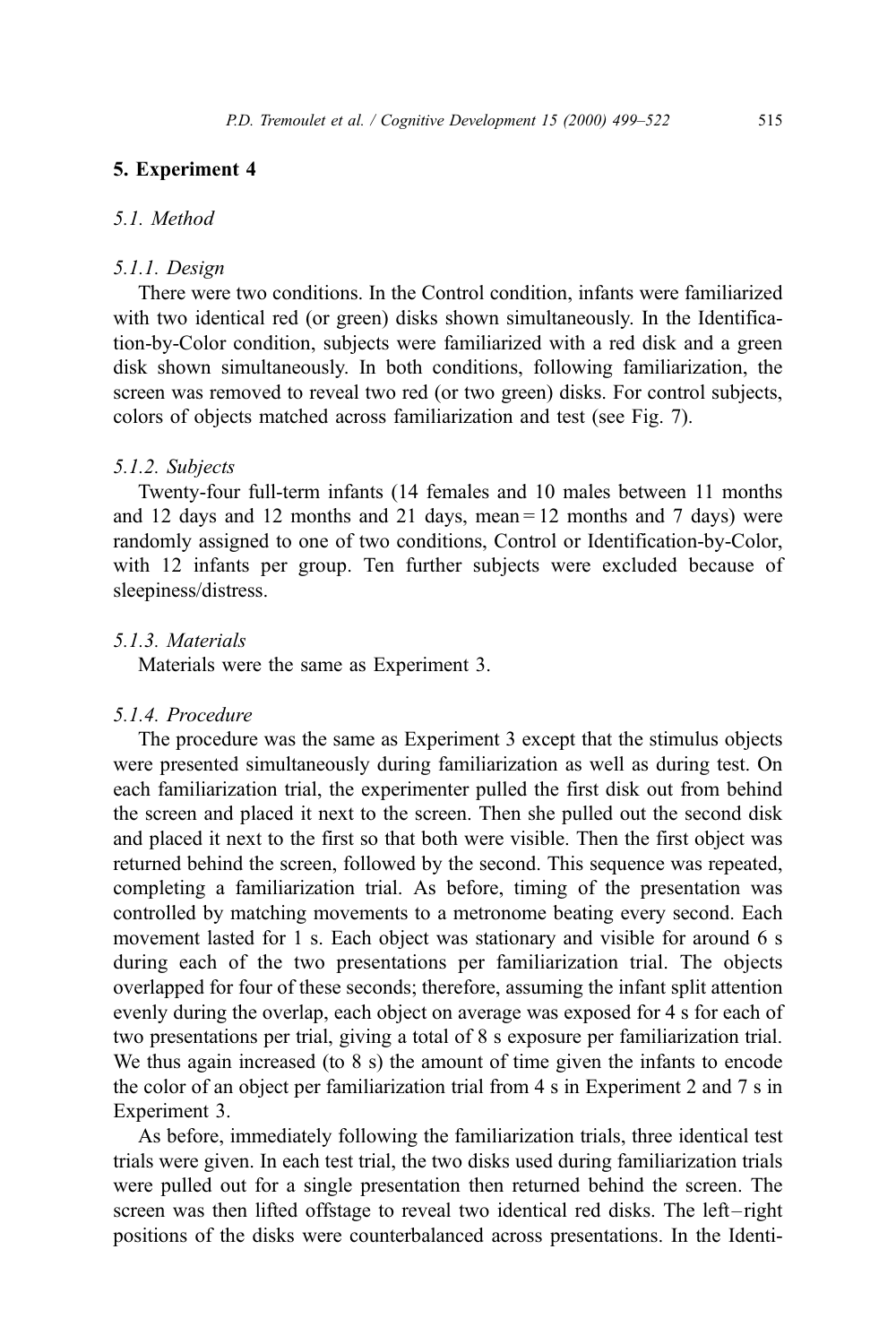## 5. Experiment 4

### *5.1. Method*

#### *5.1.1. Design*

There were two conditions. In the Control condition, infants were familiarized with two identical red (or green) disks shown simultaneously. In the Identification-by-Color condition, subjects were familiarized with a red disk and a green disk shown simultaneously. In both conditions, following familiarization, the screen was removed to reveal two red (or two green) disks. For control subjects, colors of objects matched across familiarization and test (see Fig. 7).

#### *5.1.2. Subjects*

Twenty-four full-term infants (14 females and 10 males between 11 months and 12 days and 12 months and 21 days, mean = 12 months and 7 days) were randomly assigned to one of two conditions, Control or Identification-by-Color, with 12 infants per group. Ten further subjects were excluded because of sleepiness/distress.

#### *5.1.3. Materials*

Materials were the same as Experiment 3.

#### *5.1.4. Procedure*

The procedure was the same as Experiment 3 except that the stimulus objects were presented simultaneously during familiarization as well as during test. On each familiarization trial, the experimenter pulled the first disk out from behind the screen and placed it next to the screen. Then she pulled out the second disk and placed it next to the first so that both were visible. Then the first object was returned behind the screen, followed by the second. This sequence was repeated, completing a familiarization trial. As before, timing of the presentation was controlled by matching movements to a metronome beating every second. Each movement lasted for 1 s. Each object was stationary and visible for around 6 s during each of the two presentations per familiarization trial. The objects overlapped for four of these seconds; therefore, assuming the infant split attention evenly during the overlap, each object on average was exposed for 4 s for each of two presentations per trial, giving a total of 8 s exposure per familiarization trial. We thus again increased (to 8 s) the amount of time given the infants to encode the color of an object per familiarization trial from 4 s in Experiment 2 and 7 s in Experiment 3.

As before, immediately following the familiarization trials, three identical test trials were given. In each test trial, the two disks used during familiarization trials were pulled out for a single presentation then returned behind the screen. The screen was then lifted offstage to reveal two identical red disks. The left–right positions of the disks were counterbalanced across presentations. In the Identi-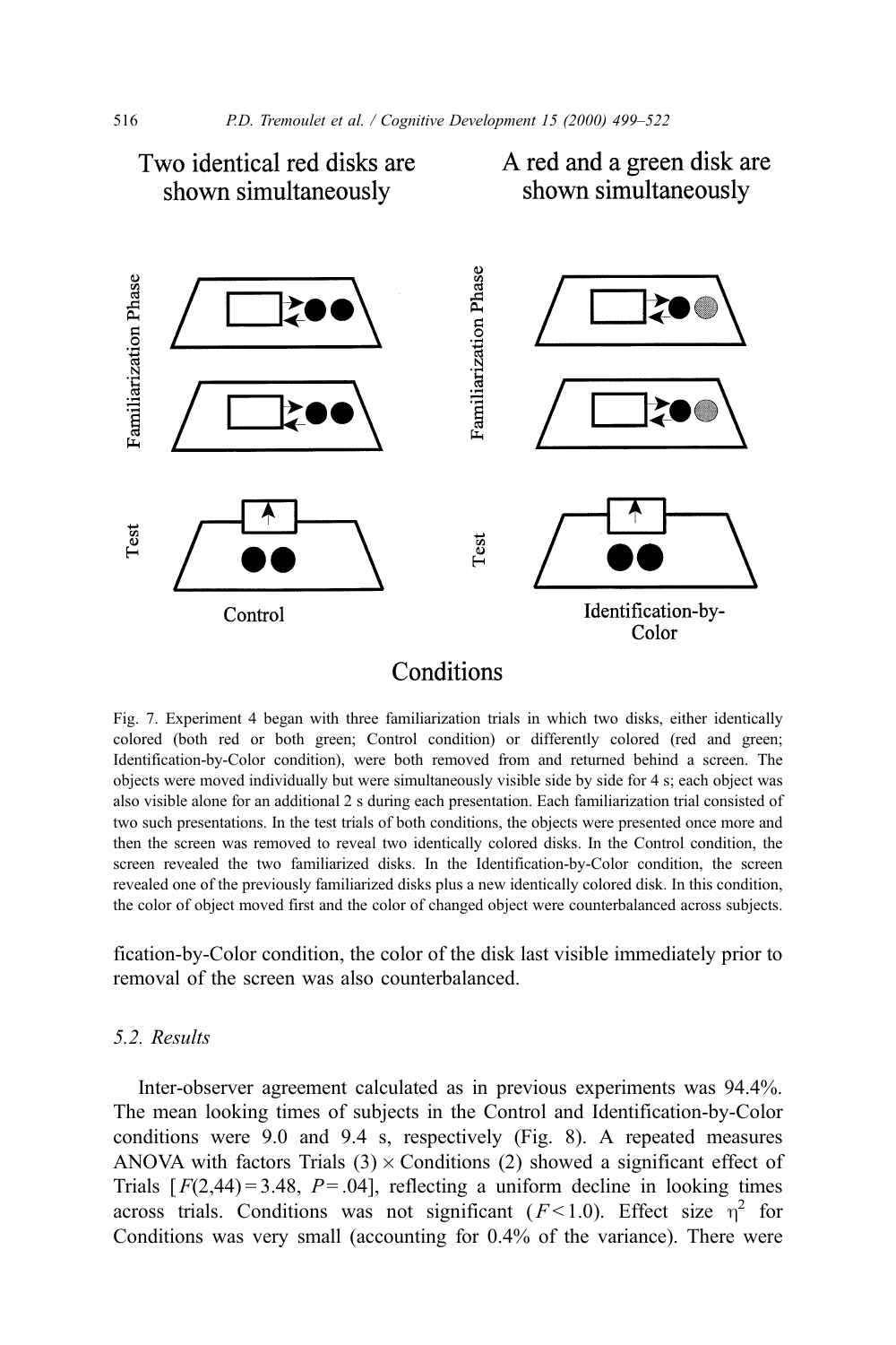Two identical red disks are shown simultaneously

A red and a green disk are shown simultaneously

Familiarization Phase

Test

Control

Identification-by-Color

Conditions

Fig. 7. Experiment 4 began with three familiarization trials in which two disks, either identically colored (both red or both green; Control condition) or differently colored (red and green; Identification-by-Color condition), were both removed from and returned behind a screen. The objects were moved individually but were simultaneously visible side by side for 4 s; each object was also visible alone for an additional 2 s during each presentation. Each familiarization trial consisted of two such presentations. In the test trials of both conditions, the objects were presented once more and then the screen was removed to reveal two identically colored disks. In the Control condition, the screen revealed the two familiarized disks. In the Identification-by-Color condition, the screen revealed one of the previously familiarized disks plus a new identically colored disk. In this condition, the color of object moved first and the color of changed object were counterbalanced across subjects.

fication-by-Color condition, the color of the disk last visible immediately prior to removal of the screen was also counterbalanced.

### 5.2. Results

Inter-observer agreement calculated as in previous experiments was 94.4%. The mean looking times of subjects in the Control and Identification-by-Color conditions were 9.0 and 9.4 s, respectively (Fig. 8). A repeated measures ANOVA with factors Trials (3) × Conditions (2) showed a significant effect of Trials [$F(2,44) = 3.48$, $P = .04$], reflecting a uniform decline in looking times across trials. Conditions was not significant ($F < 1.0$). Effect size $\eta^2$ for Conditions was very small (accounting for 0.4% of the variance). There were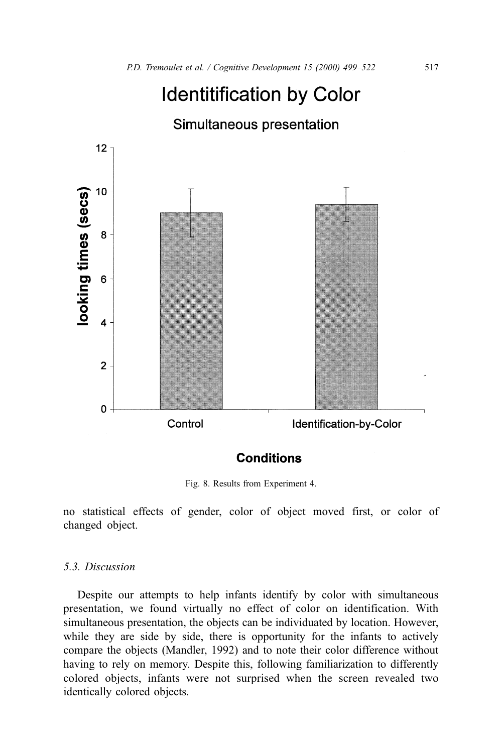Fig. 8. Results from Experiment 4.

no statistical effects of gender, color of object moved first, or color of changed object.

### 5.3. Discussion

Despite our attempts to help infants identify by color with simultaneous presentation, we found virtually no effect of color on identification. With simultaneous presentation, the objects can be individuated by location. However, while they are side by side, there is opportunity for the infants to actively compare the objects (Mandler, 1992) and to note their color difference without having to rely on memory. Despite this, following familiarization to differently colored objects, infants were not surprised when the screen revealed two identically colored objects.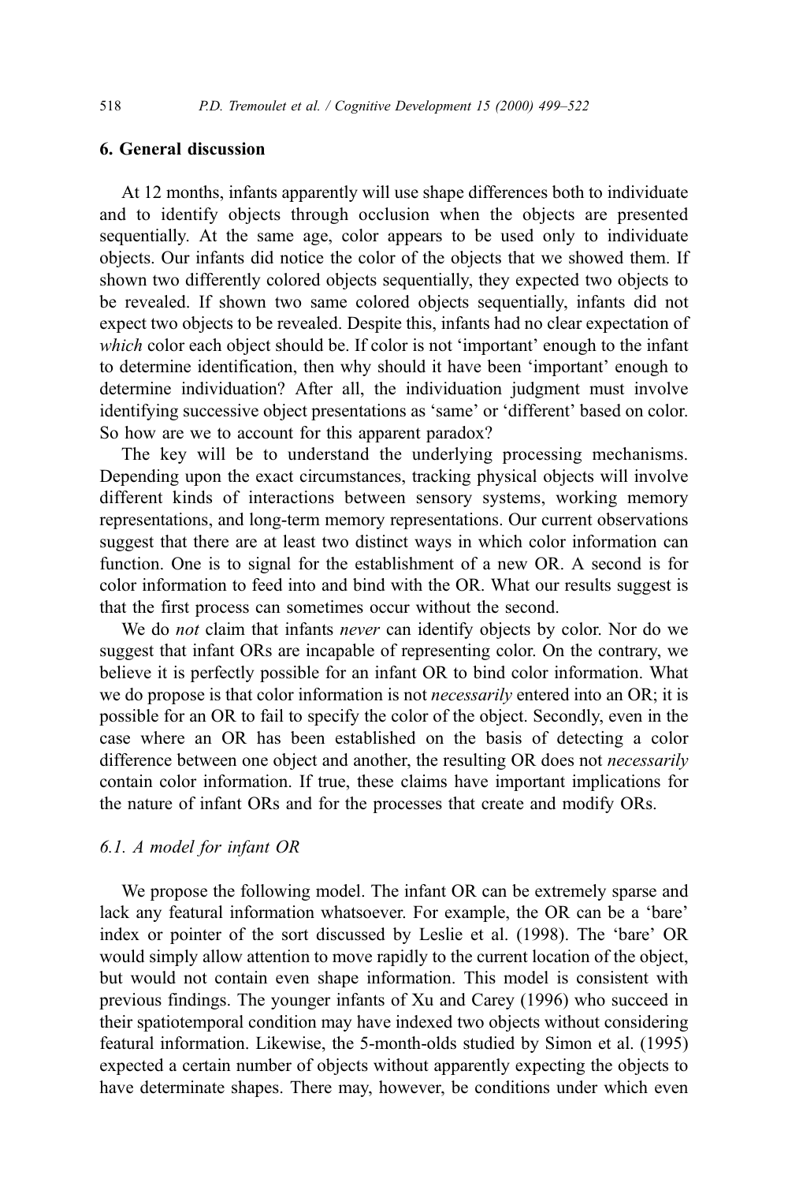## 6. General discussion

At 12 months, infants apparently will use shape differences both to individuate and to identify objects through occlusion when the objects are presented sequentially. At the same age, color appears to be used only to individuate objects. Our infants did notice the color of the objects that we showed them. If shown two differently colored objects sequentially, they expected two objects to be revealed. If shown two same colored objects sequentially, infants did not expect two objects to be revealed. Despite this, infants had no clear expectation of *which* color each object should be. If color is not 'important' enough to the infant to determine identification, then why should it have been 'important' enough to determine individuation? After all, the individuation judgment must involve identifying successive object presentations as 'same' or 'different' based on color. So how are we to account for this apparent paradox?

The key will be to understand the underlying processing mechanisms. Depending upon the exact circumstances, tracking physical objects will involve different kinds of interactions between sensory systems, working memory representations, and long-term memory representations. Our current observations suggest that there are at least two distinct ways in which color information can function. One is to signal for the establishment of a new OR. A second is for color information to feed into and bind with the OR. What our results suggest is that the first process can sometimes occur without the second.

We do *not* claim that infants *never* can identify objects by color. Nor do we suggest that infant ORs are incapable of representing color. On the contrary, we believe it is perfectly possible for an infant OR to bind color information. What we do propose is that color information is not *necessarily* entered into an OR; it is possible for an OR to fail to specify the color of the object. Secondly, even in the case where an OR has been established on the basis of detecting a color difference between one object and another, the resulting OR does not *necessarily* contain color information. If true, these claims have important implications for the nature of infant ORs and for the processes that create and modify ORs.

### 6.1. A model for infant OR

We propose the following model. The infant OR can be extremely sparse and lack any featural information whatsoever. For example, the OR can be a 'bare' index or pointer of the sort discussed by Leslie et al. (1998). The 'bare' OR would simply allow attention to move rapidly to the current location of the object, but would not contain even shape information. This model is consistent with previous findings. The younger infants of Xu and Carey (1996) who succeed in their spatiotemporal condition may have indexed two objects without considering featural information. Likewise, the 5-month-olds studied by Simon et al. (1995) expected a certain number of objects without apparently expecting the objects to have determinate shapes. There may, however, be conditions under which even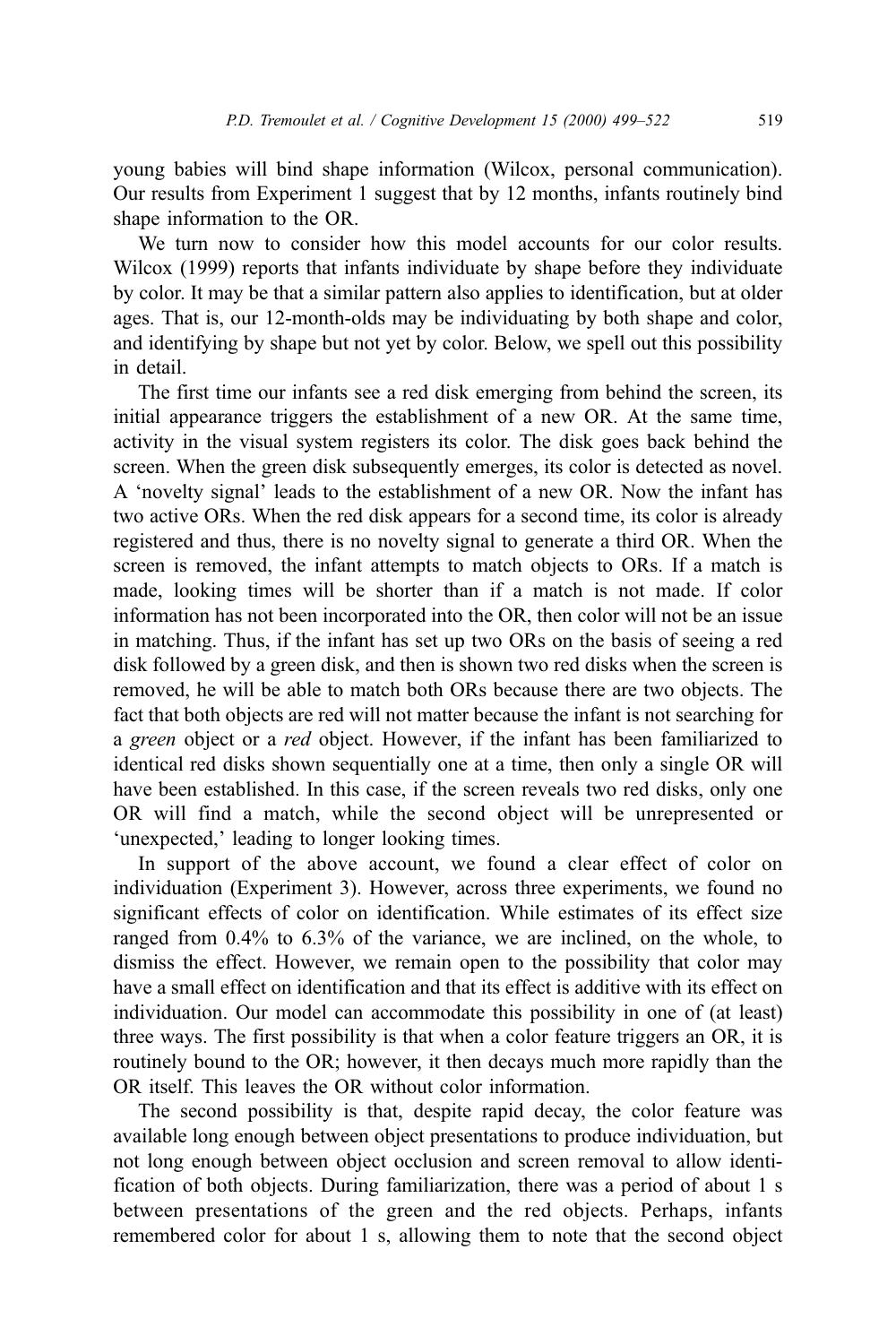young babies will bind shape information (Wilcox, personal communication). Our results from Experiment 1 suggest that by 12 months, infants routinely bind shape information to the OR.

We turn now to consider how this model accounts for our color results. Wilcox (1999) reports that infants individuate by shape before they individuate by color. It may be that a similar pattern also applies to identification, but at older ages. That is, our 12-month-olds may be individuating by both shape and color, and identifying by shape but not yet by color. Below, we spell out this possibility in detail.

The first time our infants see a red disk emerging from behind the screen, its initial appearance triggers the establishment of a new OR. At the same time, activity in the visual system registers its color. The disk goes back behind the screen. When the green disk subsequently emerges, its color is detected as novel. A 'novelty signal' leads to the establishment of a new OR. Now the infant has two active ORs. When the red disk appears for a second time, its color is already registered and thus, there is no novelty signal to generate a third OR. When the screen is removed, the infant attempts to match objects to ORs. If a match is made, looking times will be shorter than if a match is not made. If color information has not been incorporated into the OR, then color will not be an issue in matching. Thus, if the infant has set up two ORs on the basis of seeing a red disk followed by a green disk, and then is shown two red disks when the screen is removed, he will be able to match both ORs because there are two objects. The fact that both objects are red will not matter because the infant is not searching for a *green* object or a *red* object. However, if the infant has been familiarized to identical red disks shown sequentially one at a time, then only a single OR will have been established. In this case, if the screen reveals two red disks, only one OR will find a match, while the second object will be unrepresented or 'unexpected,' leading to longer looking times.

In support of the above account, we found a clear effect of color on individuation (Experiment 3). However, across three experiments, we found no significant effects of color on identification. While estimates of its effect size ranged from 0.4% to 6.3% of the variance, we are inclined, on the whole, to dismiss the effect. However, we remain open to the possibility that color may have a small effect on identification and that its effect is additive with its effect on individuation. Our model can accommodate this possibility in one of (at least) three ways. The first possibility is that when a color feature triggers an OR, it is routinely bound to the OR; however, it then decays much more rapidly than the OR itself. This leaves the OR without color information.

The second possibility is that, despite rapid decay, the color feature was available long enough between object presentations to produce individuation, but not long enough between object occlusion and screen removal to allow identification of both objects. During familiarization, there was a period of about 1 s between presentations of the green and the red objects. Perhaps, infants remembered color for about 1 s, allowing them to note that the second object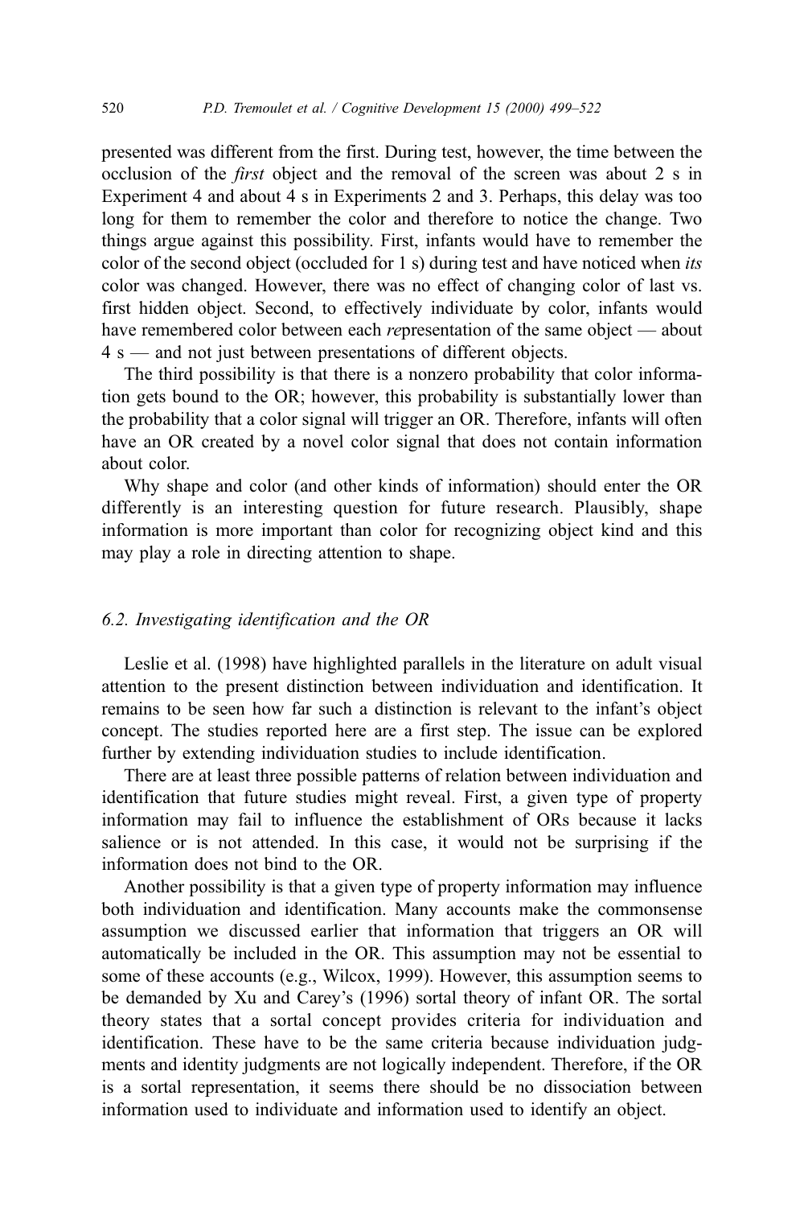presented was different from the first. During test, however, the time between the occlusion of the *first* object and the removal of the screen was about 2 s in Experiment 4 and about 4 s in Experiments 2 and 3. Perhaps, this delay was too long for them to remember the color and therefore to notice the change. Two things argue against this possibility. First, infants would have to remember the color of the second object (occluded for 1 s) during test and have noticed when *its* color was changed. However, there was no effect of changing color of last vs. first hidden object. Second, to effectively individuate by color, infants would have remembered color between each *re*presentation of the same object — about 4 s — and not just between presentations of different objects.

The third possibility is that there is a nonzero probability that color information gets bound to the OR; however, this probability is substantially lower than the probability that a color signal will trigger an OR. Therefore, infants will often have an OR created by a novel color signal that does not contain information about color.

Why shape and color (and other kinds of information) should enter the OR differently is an interesting question for future research. Plausibly, shape information is more important than color for recognizing object kind and this may play a role in directing attention to shape.

### *6.2. Investigating identification and the OR*

Leslie et al. (1998) have highlighted parallels in the literature on adult visual attention to the present distinction between individuation and identification. It remains to be seen how far such a distinction is relevant to the infant's object concept. The studies reported here are a first step. The issue can be explored further by extending individuation studies to include identification.

There are at least three possible patterns of relation between individuation and identification that future studies might reveal. First, a given type of property information may fail to influence the establishment of ORs because it lacks salience or is not attended. In this case, it would not be surprising if the information does not bind to the OR.

Another possibility is that a given type of property information may influence both individuation and identification. Many accounts make the commonsense assumption we discussed earlier that information that triggers an OR will automatically be included in the OR. This assumption may not be essential to some of these accounts (e.g., Wilcox, 1999). However, this assumption seems to be demanded by Xu and Carey's (1996) sortal theory of infant OR. The sortal theory states that a sortal concept provides criteria for individuation and identification. These have to be the same criteria because individuation judgments and identity judgments are not logically independent. Therefore, if the OR is a sortal representation, it seems there should be no dissociation between information used to individuate and information used to identify an object.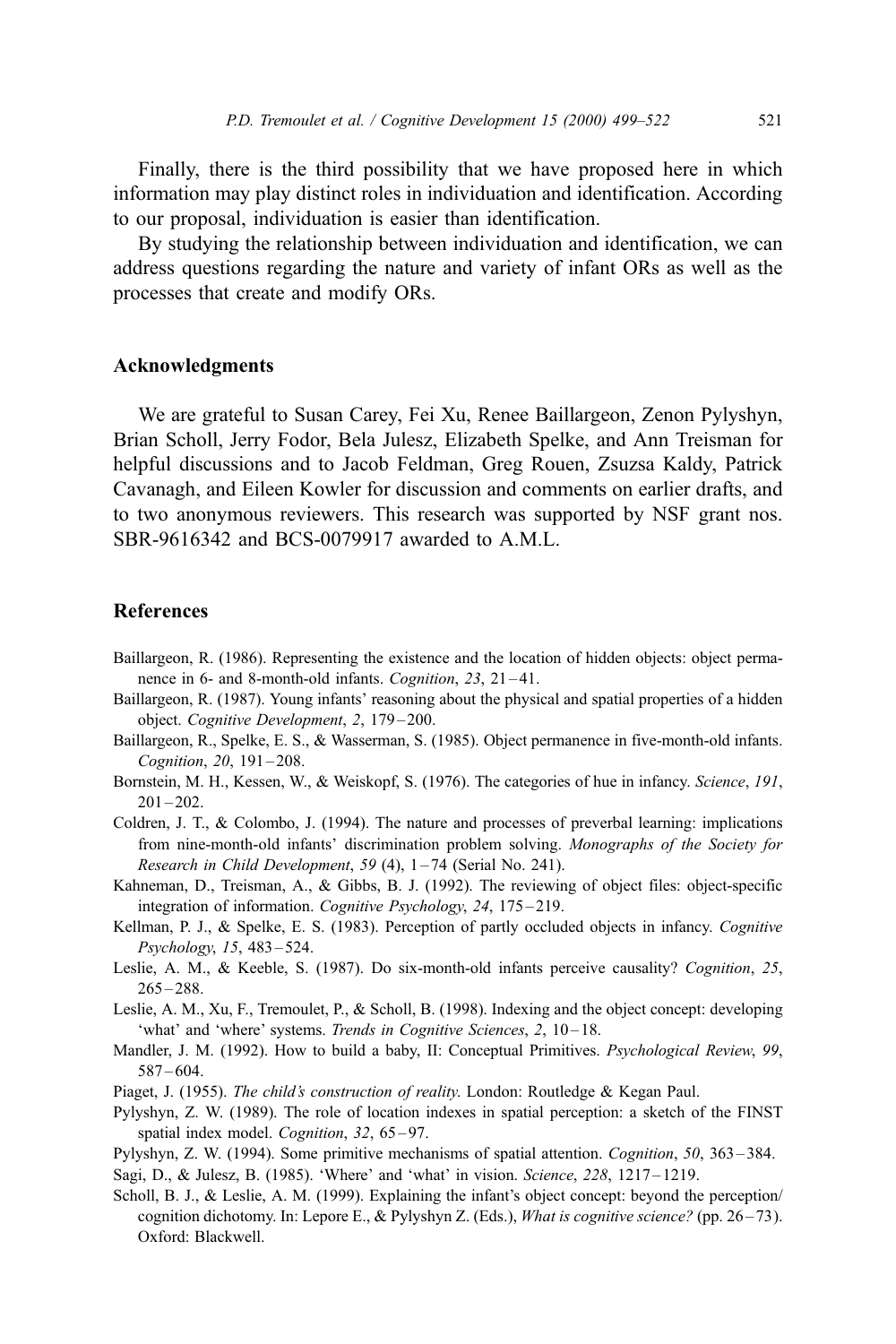Finally, there is the third possibility that we have proposed here in which information may play distinct roles in individuation and identification. According to our proposal, individuation is easier than identification.

By studying the relationship between individuation and identification, we can address questions regarding the nature and variety of infant ORs as well as the processes that create and modify ORs.

## Acknowledgments

We are grateful to Susan Carey, Fei Xu, Renee Baillargeon, Zenon Pylyshyn, Brian Scholl, Jerry Fodor, Bela Julesz, Elizabeth Spelke, and Ann Treisman for helpful discussions and to Jacob Feldman, Greg Rouen, Zsuzsa Kaldy, Patrick Cavanagh, and Eileen Kowler for discussion and comments on earlier drafts, and to two anonymous reviewers. This research was supported by NSF grant nos. SBR-9616342 and BCS-0079917 awarded to A.M.L.

## References

Baillargeon, R. (1986). Representing the existence and the location of hidden objects: object permanence in 6- and 8-month-old infants. *Cognition*, *23*, 21–41.

Baillargeon, R. (1987). Young infants' reasoning about the physical and spatial properties of a hidden object. *Cognitive Development*, *2*, 179–200.

Baillargeon, R., Spelke, E. S., & Wasserman, S. (1985). Object permanence in five-month-old infants. *Cognition*, *20*, 191–208.

Bornstein, M. H., Kessen, W., & Weiskopf, S. (1976). The categories of hue in infancy. *Science*, *191*, 201–202.

Coldren, J. T., & Colombo, J. (1994). The nature and processes of preverbal learning: implications from nine-month-old infants' discrimination problem solving. *Monographs of the Society for Research in Child Development*, *59* (4), 1–74 (Serial No. 241).

Kahneman, D., Treisman, A., & Gibbs, B. J. (1992). The reviewing of object files: object-specific integration of information. *Cognitive Psychology*, *24*, 175–219.

Kellman, P. J., & Spelke, E. S. (1983). Perception of partly occluded objects in infancy. *Cognitive Psychology*, *15*, 483–524.

Leslie, A. M., & Keeble, S. (1987). Do six-month-old infants perceive causality? *Cognition*, *25*, 265–288.

Leslie, A. M., Xu, F., Tremoulet, P., & Scholl, B. (1998). Indexing and the object concept: developing 'what' and 'where' systems. *Trends in Cognitive Sciences*, *2*, 10–18.

Mandler, J. M. (1992). How to build a baby, II: Conceptual Primitives. *Psychological Review*, *99*, 587–604.

Piaget, J. (1955). *The child's construction of reality.* London: Routledge & Kegan Paul.

Pylyshyn, Z. W. (1989). The role of location indexes in spatial perception: a sketch of the FINST spatial index model. *Cognition*, *32*, 65–97.

Pylyshyn, Z. W. (1994). Some primitive mechanisms of spatial attention. *Cognition*, *50*, 363–384.

Sagi, D., & Julesz, B. (1985). 'Where' and 'what' in vision. *Science*, *228*, 1217–1219.

Scholl, B. J., & Leslie, A. M. (1999). Explaining the infant's object concept: beyond the perception/cognition dichotomy. In: Lepore E., & Pylyshyn Z. (Eds.), *What is cognitive science?* (pp. 26–73). Oxford: Blackwell.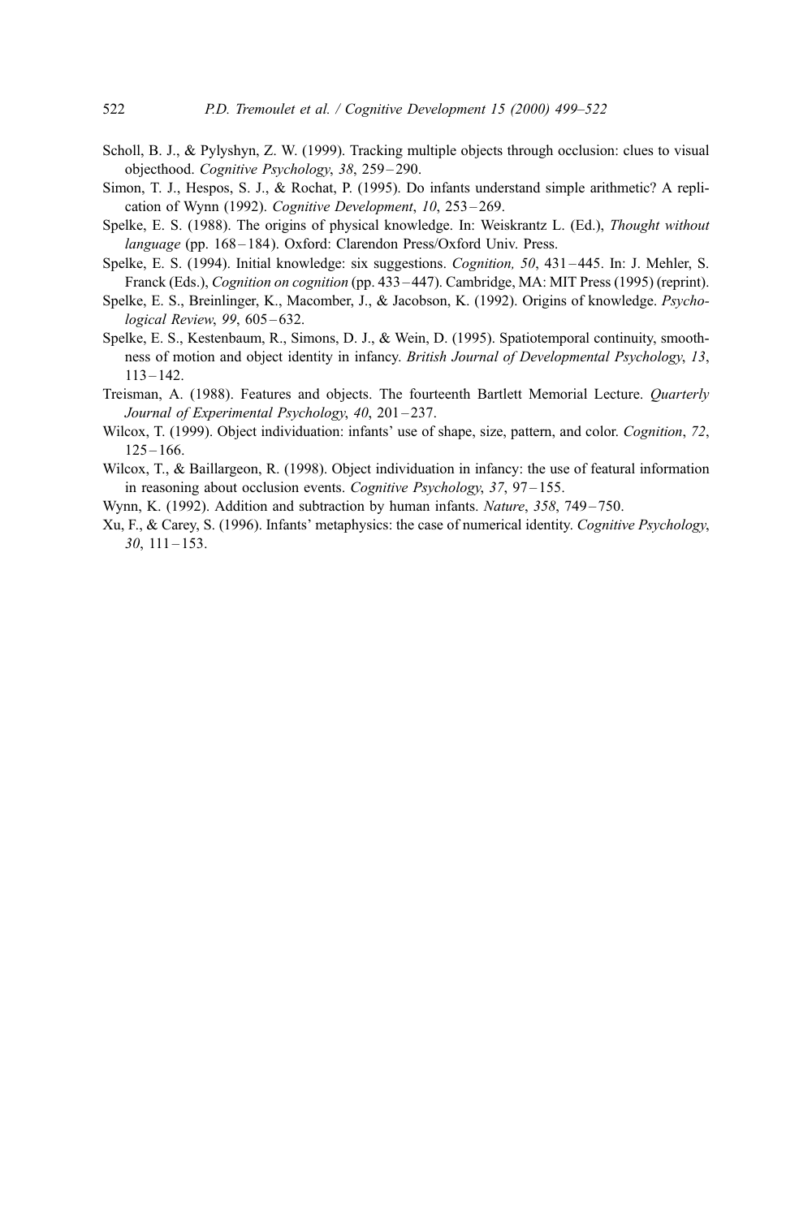Scholl, B. J., & Pylyshyn, Z. W. (1999). Tracking multiple objects through occlusion: clues to visual objecthood. *Cognitive Psychology*, *38*, 259–290.

Simon, T. J., Hespos, S. J., & Rochat, P. (1995). Do infants understand simple arithmetic? A replication of Wynn (1992). *Cognitive Development*, *10*, 253–269.

Spelke, E. S. (1988). The origins of physical knowledge. In: Weiskrantz L. (Ed.), *Thought without language* (pp. 168–184). Oxford: Clarendon Press/Oxford Univ. Press.

Spelke, E. S. (1994). Initial knowledge: six suggestions. *Cognition, 50*, 431–445. In: J. Mehler, S. Franck (Eds.), *Cognition on cognition* (pp. 433–447). Cambridge, MA: MIT Press (1995) (reprint).

Spelke, E. S., Breinlinger, K., Macomber, J., & Jacobson, K. (1992). Origins of knowledge. *Psychological Review*, *99*, 605–632.

Spelke, E. S., Kestenbaum, R., Simons, D. J., & Wein, D. (1995). Spatiotemporal continuity, smoothness of motion and object identity in infancy. *British Journal of Developmental Psychology*, *13*, 113–142.

Treisman, A. (1988). Features and objects. The fourteenth Bartlett Memorial Lecture. *Quarterly Journal of Experimental Psychology*, *40*, 201–237.

Wilcox, T. (1999). Object individuation: infants' use of shape, size, pattern, and color. *Cognition*, *72*, 125–166.

Wilcox, T., & Baillargeon, R. (1998). Object individuation in infancy: the use of featural information in reasoning about occlusion events. *Cognitive Psychology*, *37*, 97–155.

Wynn, K. (1992). Addition and subtraction by human infants. *Nature*, *358*, 749–750.

Xu, F., & Carey, S. (1996). Infants' metaphysics: the case of numerical identity. *Cognitive Psychology*, *30*, 111–153.